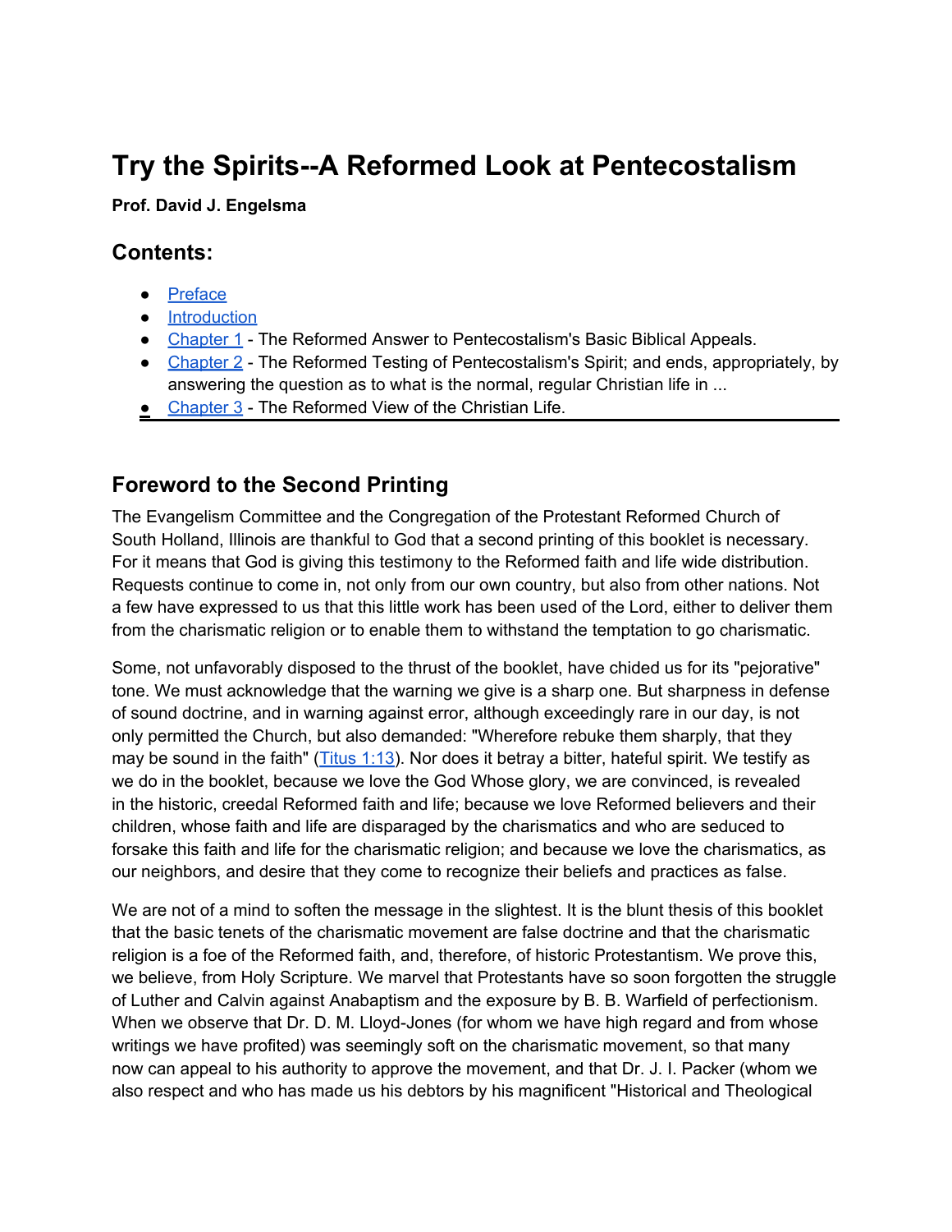# Try the Spirits--A Reformed Look at Pentecostalism

**Prof. David J. Engelsma**

## Contents:

- [Preface]
- [Introduction]
- [Chapter 1] - The Reformed Answer to Pentecostalism's Basic Biblical Appeals.
- [Chapter 2] - The Reformed Testing of Pentecostalism's Spirit; and ends, appropriately, by answering the question as to what is the normal, regular Christian life in ...
- [Chapter 3] - The Reformed View of the Christian Life.

## Foreword to the Second Printing

The Evangelism Committee and the Congregation of the Protestant Reformed Church of South Holland, Illinois are thankful to God that a second printing of this booklet is necessary. For it means that God is giving this testimony to the Reformed faith and life wide distribution. Requests continue to come in, not only from our own country, but also from other nations. Not a few have expressed to us that this little work has been used of the Lord, either to deliver them from the charismatic religion or to enable them to withstand the temptation to go charismatic.

Some, not unfavorably disposed to the thrust of the booklet, have chided us for its "pejorative" tone. We must acknowledge that the warning we give is a sharp one. But sharpness in defense of sound doctrine, and in warning against error, although exceedingly rare in our day, is not only permitted the Church, but also demanded: "Wherefore rebuke them sharply, that they may be sound in the faith" (Titus 1:13). Nor does it betray a bitter, hateful spirit. We testify as we do in the booklet, because we love the God Whose glory, we are convinced, is revealed in the historic, creedal Reformed faith and life; because we love Reformed believers and their children, whose faith and life are disparaged by the charismatics and who are seduced to forsake this faith and life for the charismatic religion; and because we love the charismatics, as our neighbors, and desire that they come to recognize their beliefs and practices as false.

We are not of a mind to soften the message in the slightest. It is the blunt thesis of this booklet that the basic tenets of the charismatic movement are false doctrine and that the charismatic religion is a foe of the Reformed faith, and, therefore, of historic Protestantism. We prove this, we believe, from Holy Scripture. We marvel that Protestants have so soon forgotten the struggle of Luther and Calvin against Anabaptism and the exposure by B. B. Warfield of perfectionism. When we observe that Dr. D. M. Lloyd-Jones (for whom we have high regard and from whose writings we have profited) was seemingly soft on the charismatic movement, so that many now can appeal to his authority to approve the movement, and that Dr. J. I. Packer (whom we also respect and who has made us his debtors by his magnificent "Historical and Theological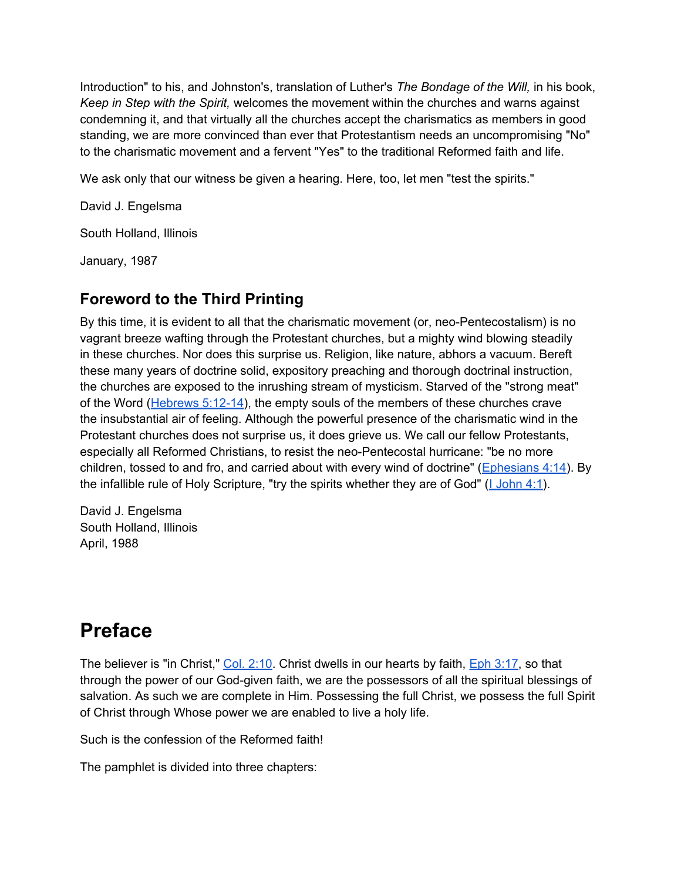Introduction" to his, and Johnston's, translation of Luther's *The Bondage of the Will,* in his book, *Keep in Step with the Spirit,* welcomes the movement within the churches and warns against condemning it, and that virtually all the churches accept the charismatics as members in good standing, we are more convinced than ever that Protestantism needs an uncompromising "No" to the charismatic movement and a fervent "Yes" to the traditional Reformed faith and life.

We ask only that our witness be given a hearing. Here, too, let men "test the spirits."

David J. Engelsma

South Holland, Illinois

January, 1987

## Foreword to the Third Printing

By this time, it is evident to all that the charismatic movement (or, neo-Pentecostalism) is no vagrant breeze wafting through the Protestant churches, but a mighty wind blowing steadily in these churches. Nor does this surprise us. Religion, like nature, abhors a vacuum. Bereft these many years of doctrine solid, expository preaching and thorough doctrinal instruction, the churches are exposed to the inrushing stream of mysticism. Starved of the "strong meat" of the Word (Hebrews 5:12-14), the empty souls of the members of these churches crave the insubstantial air of feeling. Although the powerful presence of the charismatic wind in the Protestant churches does not surprise us, it does grieve us. We call our fellow Protestants, especially all Reformed Christians, to resist the neo-Pentecostal hurricane: "be no more children, tossed to and fro, and carried about with every wind of doctrine" (Ephesians 4:14). By the infallible rule of Holy Scripture, "try the spirits whether they are of God" (I John 4:1).

David J. Engelsma
South Holland, Illinois
April, 1988

# Preface

The believer is "in Christ," Col. 2:10. Christ dwells in our hearts by faith, Eph 3:17, so that through the power of our God-given faith, we are the possessors of all the spiritual blessings of salvation. As such we are complete in Him. Possessing the full Christ, we possess the full Spirit of Christ through Whose power we are enabled to live a holy life.

Such is the confession of the Reformed faith!

The pamphlet is divided into three chapters: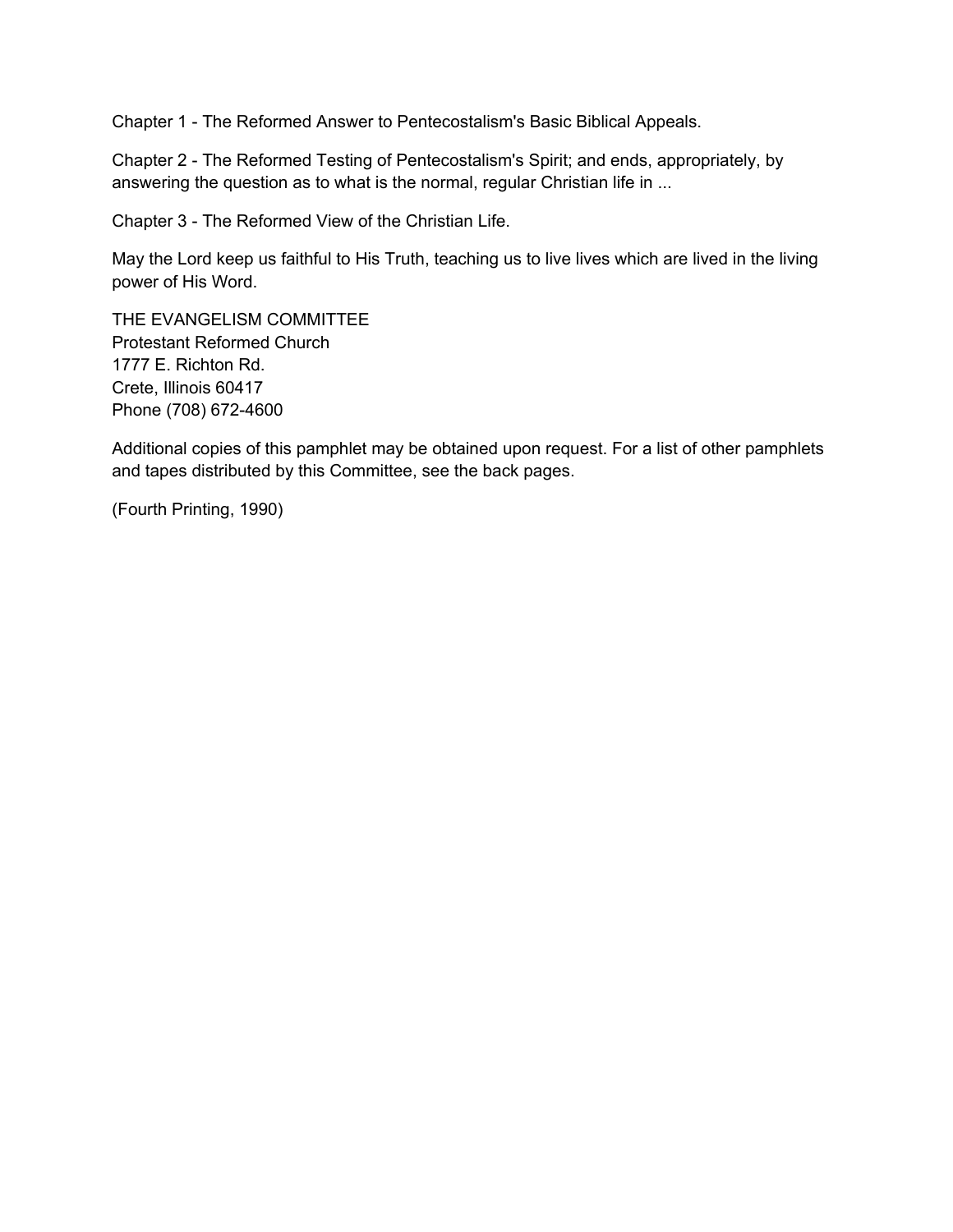Chapter 1 - The Reformed Answer to Pentecostalism's Basic Biblical Appeals.

Chapter 2 - The Reformed Testing of Pentecostalism's Spirit; and ends, appropriately, by answering the question as to what is the normal, regular Christian life in ...

Chapter 3 - The Reformed View of the Christian Life.

May the Lord keep us faithful to His Truth, teaching us to live lives which are lived in the living power of His Word.

THE EVANGELISM COMMITTEE
Protestant Reformed Church
1777 E. Richton Rd.
Crete, Illinois 60417
Phone (708) 672-4600

Additional copies of this pamphlet may be obtained upon request. For a list of other pamphlets and tapes distributed by this Committee, see the back pages.

(Fourth Printing, 1990)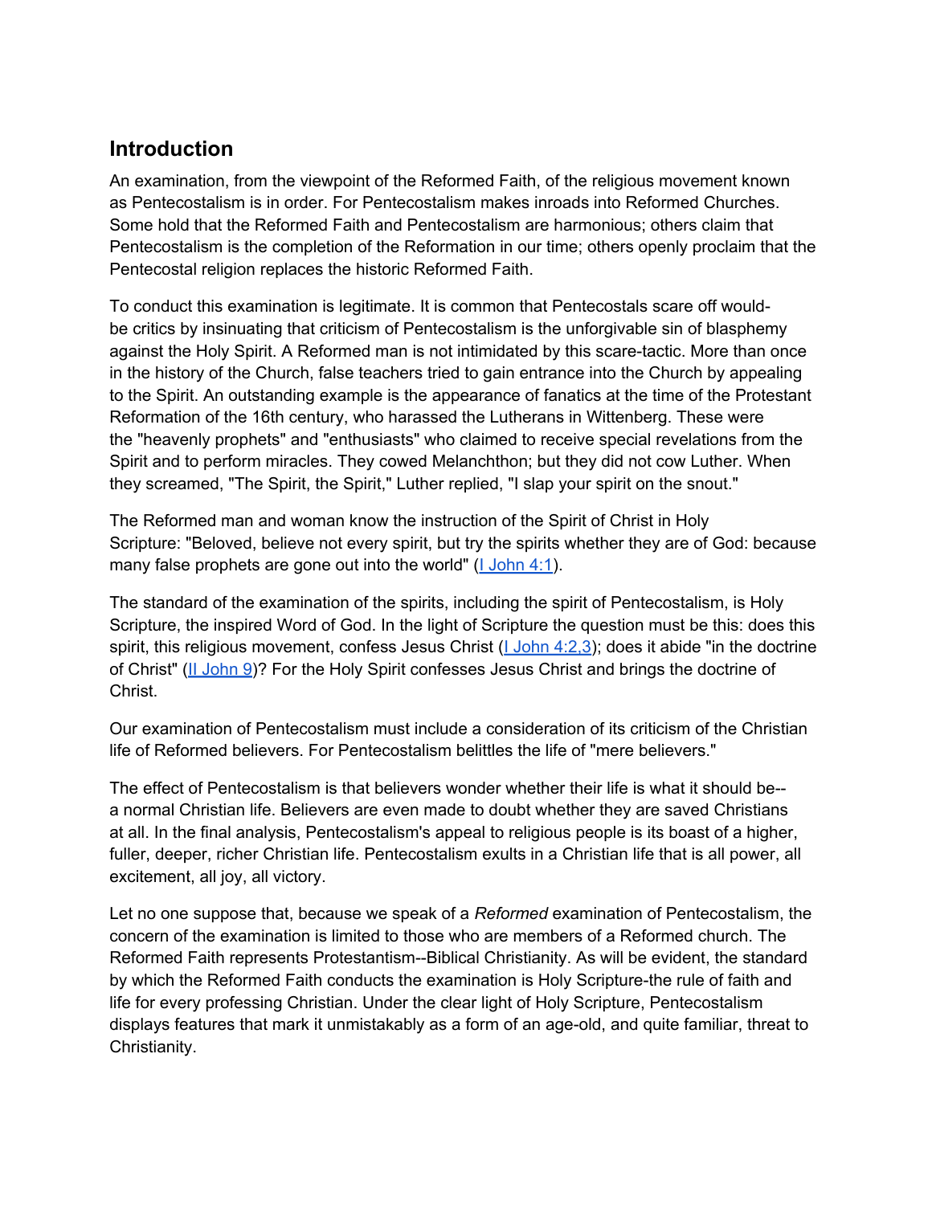## Introduction

An examination, from the viewpoint of the Reformed Faith, of the religious movement known as Pentecostalism is in order. For Pentecostalism makes inroads into Reformed Churches. Some hold that the Reformed Faith and Pentecostalism are harmonious; others claim that Pentecostalism is the completion of the Reformation in our time; others openly proclaim that the Pentecostal religion replaces the historic Reformed Faith.

To conduct this examination is legitimate. It is common that Pentecostals scare off would-be critics by insinuating that criticism of Pentecostalism is the unforgivable sin of blasphemy against the Holy Spirit. A Reformed man is not intimidated by this scare-tactic. More than once in the history of the Church, false teachers tried to gain entrance into the Church by appealing to the Spirit. An outstanding example is the appearance of fanatics at the time of the Protestant Reformation of the 16th century, who harassed the Lutherans in Wittenberg. These were the "heavenly prophets" and "enthusiasts" who claimed to receive special revelations from the Spirit and to perform miracles. They cowed Melanchthon; but they did not cow Luther. When they screamed, "The Spirit, the Spirit," Luther replied, "I slap your spirit on the snout."

The Reformed man and woman know the instruction of the Spirit of Christ in Holy Scripture: "Beloved, believe not every spirit, but try the spirits whether they are of God: because many false prophets are gone out into the world" (I John 4:1).

The standard of the examination of the spirits, including the spirit of Pentecostalism, is Holy Scripture, the inspired Word of God. In the light of Scripture the question must be this: does this spirit, this religious movement, confess Jesus Christ (I John 4:2,3); does it abide "in the doctrine of Christ" (II John 9)? For the Holy Spirit confesses Jesus Christ and brings the doctrine of Christ.

Our examination of Pentecostalism must include a consideration of its criticism of the Christian life of Reformed believers. For Pentecostalism belittles the life of "mere believers."

The effect of Pentecostalism is that believers wonder whether their life is what it should be--a normal Christian life. Believers are even made to doubt whether they are saved Christians at all. In the final analysis, Pentecostalism's appeal to religious people is its boast of a higher, fuller, deeper, richer Christian life. Pentecostalism exults in a Christian life that is all power, all excitement, all joy, all victory.

Let no one suppose that, because we speak of a *Reformed* examination of Pentecostalism, the concern of the examination is limited to those who are members of a Reformed church. The Reformed Faith represents Protestantism--Biblical Christianity. As will be evident, the standard by which the Reformed Faith conducts the examination is Holy Scripture-the rule of faith and life for every professing Christian. Under the clear light of Holy Scripture, Pentecostalism displays features that mark it unmistakably as a form of an age-old, and quite familiar, threat to Christianity.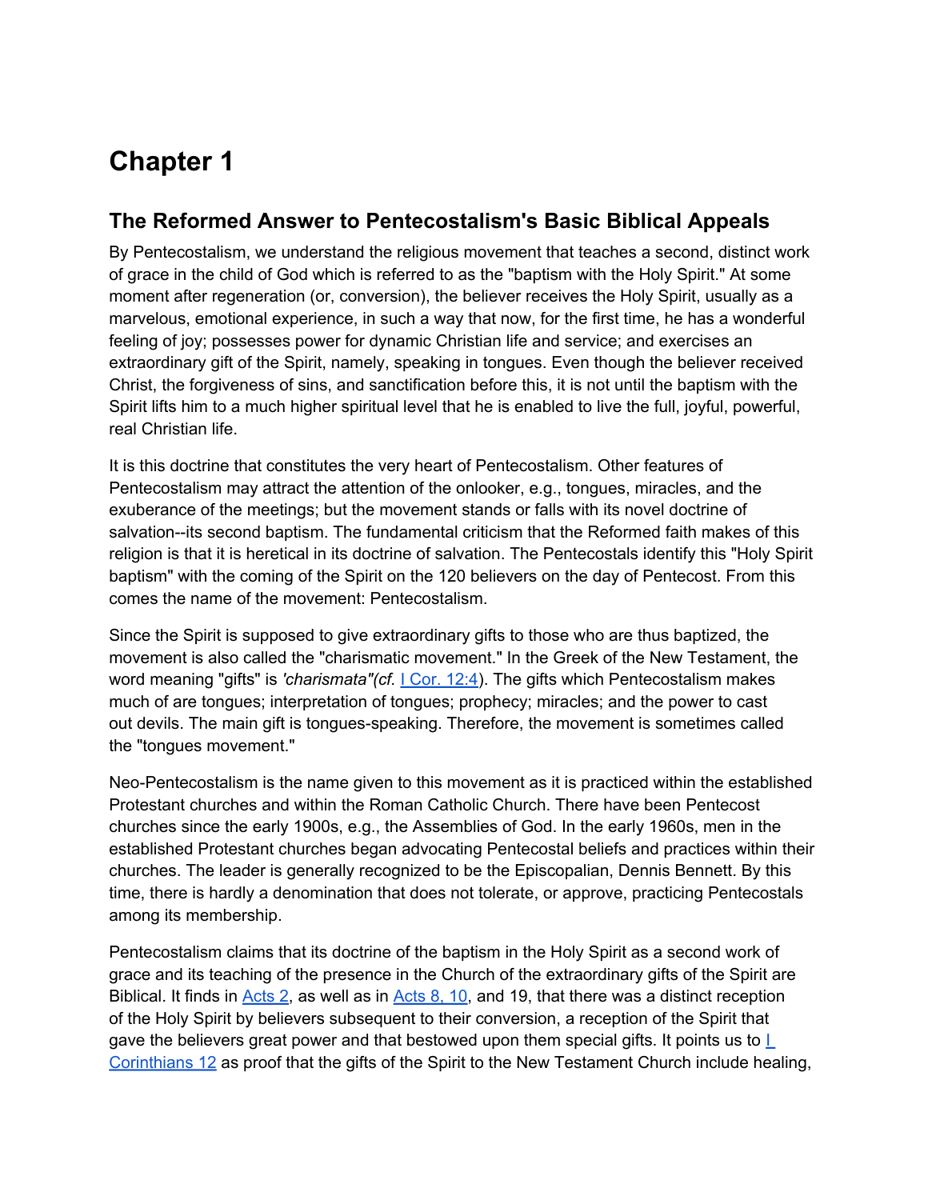# Chapter 1

## The Reformed Answer to Pentecostalism's Basic Biblical Appeals

By Pentecostalism, we understand the religious movement that teaches a second, distinct work of grace in the child of God which is referred to as the "baptism with the Holy Spirit." At some moment after regeneration (or, conversion), the believer receives the Holy Spirit, usually as a marvelous, emotional experience, in such a way that now, for the first time, he has a wonderful feeling of joy; possesses power for dynamic Christian life and service; and exercises an extraordinary gift of the Spirit, namely, speaking in tongues. Even though the believer received Christ, the forgiveness of sins, and sanctification before this, it is not until the baptism with the Spirit lifts him to a much higher spiritual level that he is enabled to live the full, joyful, powerful, real Christian life.

It is this doctrine that constitutes the very heart of Pentecostalism. Other features of Pentecostalism may attract the attention of the onlooker, e.g., tongues, miracles, and the exuberance of the meetings; but the movement stands or falls with its novel doctrine of salvation--its second baptism. The fundamental criticism that the Reformed faith makes of this religion is that it is heretical in its doctrine of salvation. The Pentecostals identify this "Holy Spirit baptism" with the coming of the Spirit on the 120 believers on the day of Pentecost. From this comes the name of the movement: Pentecostalism.

Since the Spirit is supposed to give extraordinary gifts to those who are thus baptized, the movement is also called the "charismatic movement." In the Greek of the New Testament, the word meaning "gifts" is *'charismata"(cf.* I Cor. 12:4). The gifts which Pentecostalism makes much of are tongues; interpretation of tongues; prophecy; miracles; and the power to cast out devils. The main gift is tongues-speaking. Therefore, the movement is sometimes called the "tongues movement."

Neo-Pentecostalism is the name given to this movement as it is practiced within the established Protestant churches and within the Roman Catholic Church. There have been Pentecost churches since the early 1900s, e.g., the Assemblies of God. In the early 1960s, men in the established Protestant churches began advocating Pentecostal beliefs and practices within their churches. The leader is generally recognized to be the Episcopalian, Dennis Bennett. By this time, there is hardly a denomination that does not tolerate, or approve, practicing Pentecostals among its membership.

Pentecostalism claims that its doctrine of the baptism in the Holy Spirit as a second work of grace and its teaching of the presence in the Church of the extraordinary gifts of the Spirit are Biblical. It finds in Acts 2, as well as in Acts 8, 10, and 19, that there was a distinct reception of the Holy Spirit by believers subsequent to their conversion, a reception of the Spirit that gave the believers great power and that bestowed upon them special gifts. It points us to I Corinthians 12 as proof that the gifts of the Spirit to the New Testament Church include healing,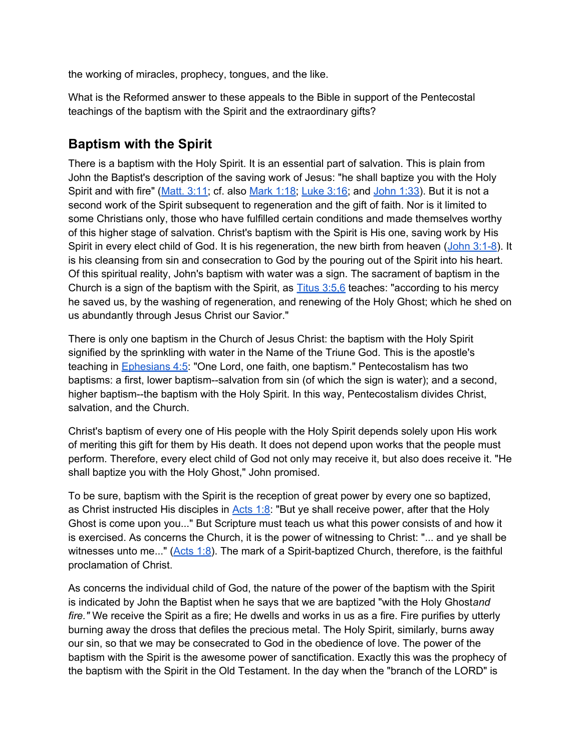the working of miracles, prophecy, tongues, and the like.

What is the Reformed answer to these appeals to the Bible in support of the Pentecostal teachings of the baptism with the Spirit and the extraordinary gifts?

## Baptism with the Spirit

There is a baptism with the Holy Spirit. It is an essential part of salvation. This is plain from John the Baptist's description of the saving work of Jesus: "he shall baptize you with the Holy Spirit and with fire" (Matt. 3:11; cf. also Mark 1:18; Luke 3:16; and John 1:33). But it is not a second work of the Spirit subsequent to regeneration and the gift of faith. Nor is it limited to some Christians only, those who have fulfilled certain conditions and made themselves worthy of this higher stage of salvation. Christ's baptism with the Spirit is His one, saving work by His Spirit in every elect child of God. It is his regeneration, the new birth from heaven (John 3:1-8). It is his cleansing from sin and consecration to God by the pouring out of the Spirit into his heart. Of this spiritual reality, John's baptism with water was a sign. The sacrament of baptism in the Church is a sign of the baptism with the Spirit, as Titus 3:5,6 teaches: "according to his mercy he saved us, by the washing of regeneration, and renewing of the Holy Ghost; which he shed on us abundantly through Jesus Christ our Savior."

There is only one baptism in the Church of Jesus Christ: the baptism with the Holy Spirit signified by the sprinkling with water in the Name of the Triune God. This is the apostle's teaching in Ephesians 4:5: "One Lord, one faith, one baptism." Pentecostalism has two baptisms: a first, lower baptism--salvation from sin (of which the sign is water); and a second, higher baptism--the baptism with the Holy Spirit. In this way, Pentecostalism divides Christ, salvation, and the Church.

Christ's baptism of every one of His people with the Holy Spirit depends solely upon His work of meriting this gift for them by His death. It does not depend upon works that the people must perform. Therefore, every elect child of God not only may receive it, but also does receive it. "He shall baptize you with the Holy Ghost," John promised.

To be sure, baptism with the Spirit is the reception of great power by every one so baptized, as Christ instructed His disciples in Acts 1:8: "But ye shall receive power, after that the Holy Ghost is come upon you..." But Scripture must teach us what this power consists of and how it is exercised. As concerns the Church, it is the power of witnessing to Christ: "... and ye shall be witnesses unto me..." (Acts 1:8). The mark of a Spirit-baptized Church, therefore, is the faithful proclamation of Christ.

As concerns the individual child of God, the nature of the power of the baptism with the Spirit is indicated by John the Baptist when he says that we are baptized "with the Holy Ghost*and fire."* We receive the Spirit as a fire; He dwells and works in us as a fire. Fire purifies by utterly burning away the dross that defiles the precious metal. The Holy Spirit, similarly, burns away our sin, so that we may be consecrated to God in the obedience of love. The power of the baptism with the Spirit is the awesome power of sanctification. Exactly this was the prophecy of the baptism with the Spirit in the Old Testament. In the day when the "branch of the LORD" is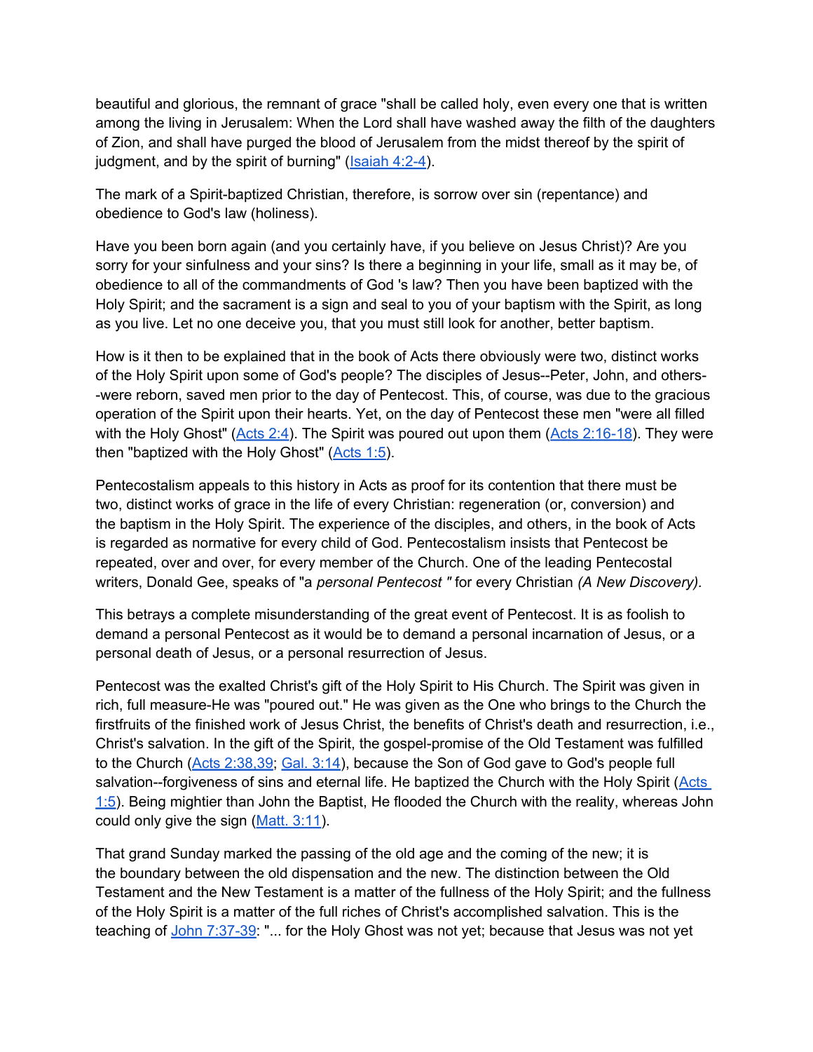beautiful and glorious, the remnant of grace "shall be called holy, even every one that is written among the living in Jerusalem: When the Lord shall have washed away the filth of the daughters of Zion, and shall have purged the blood of Jerusalem from the midst thereof by the spirit of judgment, and by the spirit of burning" (Isaiah 4:2-4).

The mark of a Spirit-baptized Christian, therefore, is sorrow over sin (repentance) and obedience to God's law (holiness).

Have you been born again (and you certainly have, if you believe on Jesus Christ)? Are you sorry for your sinfulness and your sins? Is there a beginning in your life, small as it may be, of obedience to all of the commandments of God 's law? Then you have been baptized with the Holy Spirit; and the sacrament is a sign and seal to you of your baptism with the Spirit, as long as you live. Let no one deceive you, that you must still look for another, better baptism.

How is it then to be explained that in the book of Acts there obviously were two, distinct works of the Holy Spirit upon some of God's people? The disciples of Jesus--Peter, John, and others--were reborn, saved men prior to the day of Pentecost. This, of course, was due to the gracious operation of the Spirit upon their hearts. Yet, on the day of Pentecost these men "were all filled with the Holy Ghost" (Acts 2:4). The Spirit was poured out upon them (Acts 2:16-18). They were then "baptized with the Holy Ghost" (Acts 1:5).

Pentecostalism appeals to this history in Acts as proof for its contention that there must be two, distinct works of grace in the life of every Christian: regeneration (or, conversion) and the baptism in the Holy Spirit. The experience of the disciples, and others, in the book of Acts is regarded as normative for every child of God. Pentecostalism insists that Pentecost be repeated, over and over, for every member of the Church. One of the leading Pentecostal writers, Donald Gee, speaks of "a *personal Pentecost "* for every Christian *(A New Discovery).*

This betrays a complete misunderstanding of the great event of Pentecost. It is as foolish to demand a personal Pentecost as it would be to demand a personal incarnation of Jesus, or a personal death of Jesus, or a personal resurrection of Jesus.

Pentecost was the exalted Christ's gift of the Holy Spirit to His Church. The Spirit was given in rich, full measure-He was "poured out." He was given as the One who brings to the Church the firstfruits of the finished work of Jesus Christ, the benefits of Christ's death and resurrection, i.e., Christ's salvation. In the gift of the Spirit, the gospel-promise of the Old Testament was fulfilled to the Church (Acts 2:38,39; Gal. 3:14), because the Son of God gave to God's people full salvation--forgiveness of sins and eternal life. He baptized the Church with the Holy Spirit (Acts 1:5). Being mightier than John the Baptist, He flooded the Church with the reality, whereas John could only give the sign (Matt. 3:11).

That grand Sunday marked the passing of the old age and the coming of the new; it is the boundary between the old dispensation and the new. The distinction between the Old Testament and the New Testament is a matter of the fullness of the Holy Spirit; and the fullness of the Holy Spirit is a matter of the full riches of Christ's accomplished salvation. This is the teaching of John 7:37-39: "... for the Holy Ghost was not yet; because that Jesus was not yet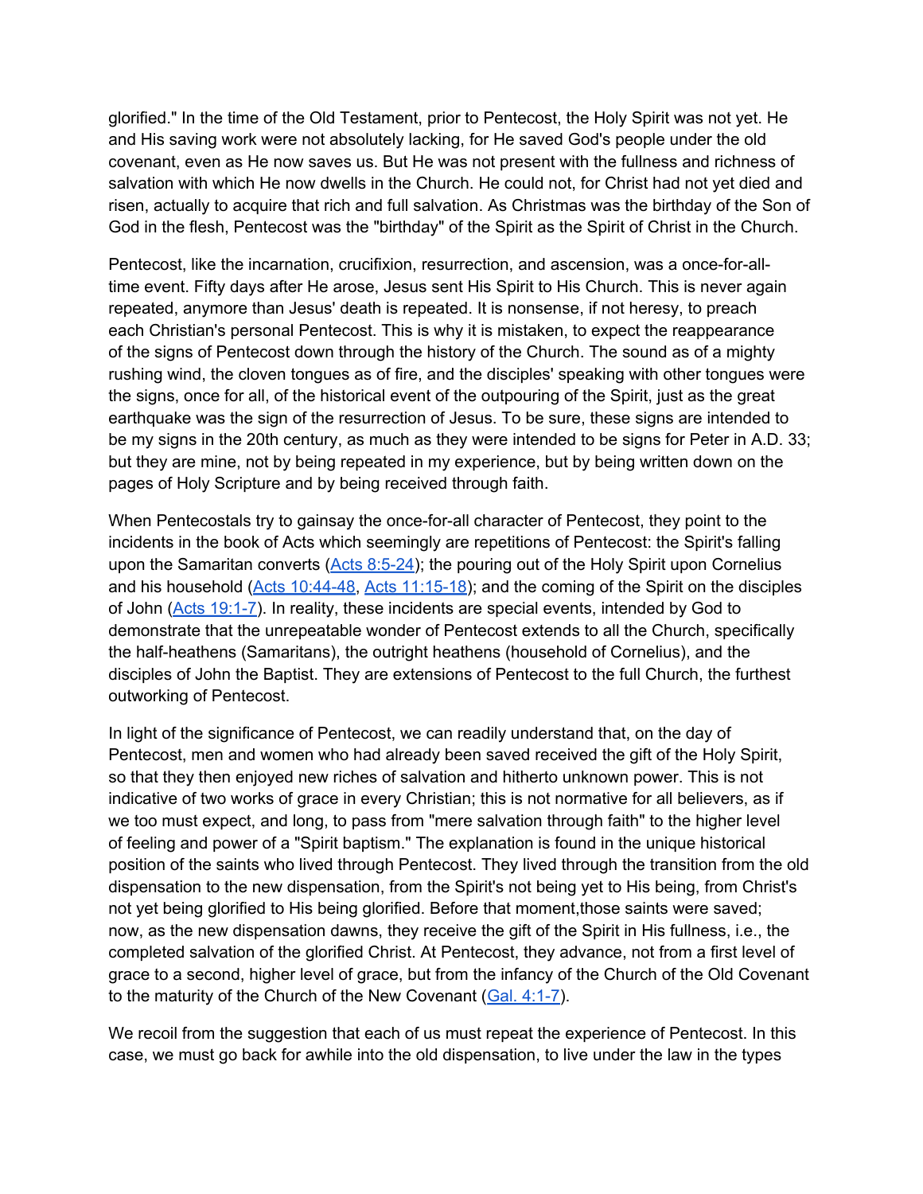glorified." In the time of the Old Testament, prior to Pentecost, the Holy Spirit was not yet. He and His saving work were not absolutely lacking, for He saved God's people under the old covenant, even as He now saves us. But He was not present with the fullness and richness of salvation with which He now dwells in the Church. He could not, for Christ had not yet died and risen, actually to acquire that rich and full salvation. As Christmas was the birthday of the Son of God in the flesh, Pentecost was the "birthday" of the Spirit as the Spirit of Christ in the Church.

Pentecost, like the incarnation, crucifixion, resurrection, and ascension, was a once-for-all-time event. Fifty days after He arose, Jesus sent His Spirit to His Church. This is never again repeated, anymore than Jesus' death is repeated. It is nonsense, if not heresy, to preach each Christian's personal Pentecost. This is why it is mistaken, to expect the reappearance of the signs of Pentecost down through the history of the Church. The sound as of a mighty rushing wind, the cloven tongues as of fire, and the disciples' speaking with other tongues were the signs, once for all, of the historical event of the outpouring of the Spirit, just as the great earthquake was the sign of the resurrection of Jesus. To be sure, these signs are intended to be my signs in the 20th century, as much as they were intended to be signs for Peter in A.D. 33; but they are mine, not by being repeated in my experience, but by being written down on the pages of Holy Scripture and by being received through faith.

When Pentecostals try to gainsay the once-for-all character of Pentecost, they point to the incidents in the book of Acts which seemingly are repetitions of Pentecost: the Spirit's falling upon the Samaritan converts (Acts 8:5-24); the pouring out of the Holy Spirit upon Cornelius and his household (Acts 10:44-48, Acts 11:15-18); and the coming of the Spirit on the disciples of John (Acts 19:1-7). In reality, these incidents are special events, intended by God to demonstrate that the unrepeatable wonder of Pentecost extends to all the Church, specifically the half-heathens (Samaritans), the outright heathens (household of Cornelius), and the disciples of John the Baptist. They are extensions of Pentecost to the full Church, the furthest outworking of Pentecost.

In light of the significance of Pentecost, we can readily understand that, on the day of Pentecost, men and women who had already been saved received the gift of the Holy Spirit, so that they then enjoyed new riches of salvation and hitherto unknown power. This is not indicative of two works of grace in every Christian; this is not normative for all believers, as if we too must expect, and long, to pass from "mere salvation through faith" to the higher level of feeling and power of a "Spirit baptism." The explanation is found in the unique historical position of the saints who lived through Pentecost. They lived through the transition from the old dispensation to the new dispensation, from the Spirit's not being yet to His being, from Christ's not yet being glorified to His being glorified. Before that moment,those saints were saved; now, as the new dispensation dawns, they receive the gift of the Spirit in His fullness, i.e., the completed salvation of the glorified Christ. At Pentecost, they advance, not from a first level of grace to a second, higher level of grace, but from the infancy of the Church of the Old Covenant to the maturity of the Church of the New Covenant (Gal. 4:1-7).

We recoil from the suggestion that each of us must repeat the experience of Pentecost. In this case, we must go back for awhile into the old dispensation, to live under the law in the types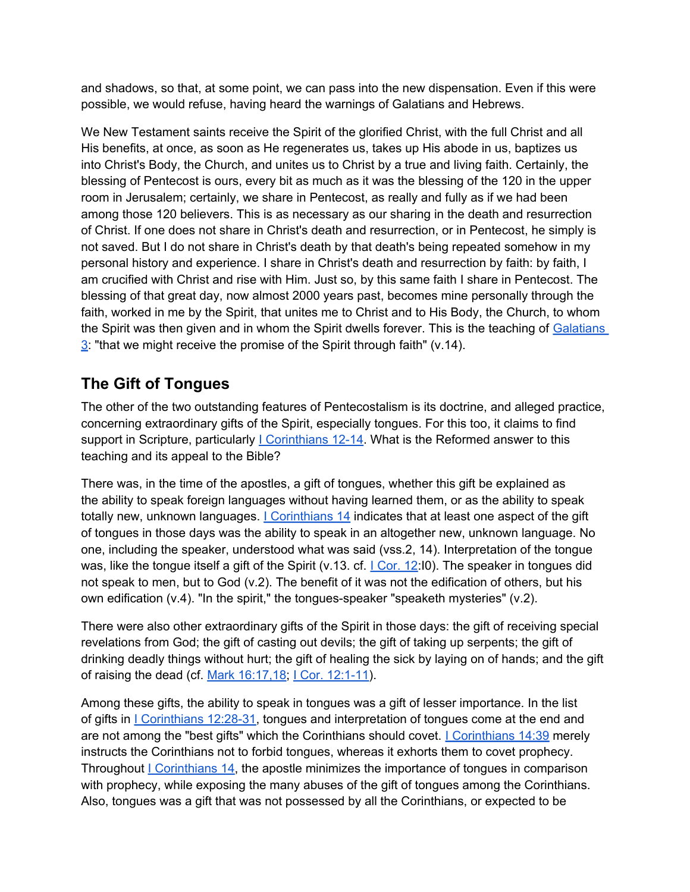and shadows, so that, at some point, we can pass into the new dispensation. Even if this were possible, we would refuse, having heard the warnings of Galatians and Hebrews.

We New Testament saints receive the Spirit of the glorified Christ, with the full Christ and all His benefits, at once, as soon as He regenerates us, takes up His abode in us, baptizes us into Christ's Body, the Church, and unites us to Christ by a true and living faith. Certainly, the blessing of Pentecost is ours, every bit as much as it was the blessing of the 120 in the upper room in Jerusalem; certainly, we share in Pentecost, as really and fully as if we had been among those 120 believers. This is as necessary as our sharing in the death and resurrection of Christ. If one does not share in Christ's death and resurrection, or in Pentecost, he simply is not saved. But I do not share in Christ's death by that death's being repeated somehow in my personal history and experience. I share in Christ's death and resurrection by faith: by faith, I am crucified with Christ and rise with Him. Just so, by this same faith I share in Pentecost. The blessing of that great day, now almost 2000 years past, becomes mine personally through the faith, worked in me by the Spirit, that unites me to Christ and to His Body, the Church, to whom the Spirit was then given and in whom the Spirit dwells forever. This is the teaching of Galatians 3: "that we might receive the promise of the Spirit through faith" (v.14).

## The Gift of Tongues

The other of the two outstanding features of Pentecostalism is its doctrine, and alleged practice, concerning extraordinary gifts of the Spirit, especially tongues. For this too, it claims to find support in Scripture, particularly I Corinthians 12-14. What is the Reformed answer to this teaching and its appeal to the Bible?

There was, in the time of the apostles, a gift of tongues, whether this gift be explained as the ability to speak foreign languages without having learned them, or as the ability to speak totally new, unknown languages. I Corinthians 14 indicates that at least one aspect of the gift of tongues in those days was the ability to speak in an altogether new, unknown language. No one, including the speaker, understood what was said (vss.2, 14). Interpretation of the tongue was, like the tongue itself a gift of the Spirit (v.13. cf. I Cor. 12:l0). The speaker in tongues did not speak to men, but to God (v.2). The benefit of it was not the edification of others, but his own edification (v.4). "In the spirit," the tongues-speaker "speaketh mysteries" (v.2).

There were also other extraordinary gifts of the Spirit in those days: the gift of receiving special revelations from God; the gift of casting out devils; the gift of taking up serpents; the gift of drinking deadly things without hurt; the gift of healing the sick by laying on of hands; and the gift of raising the dead (cf. Mark 16:17,18; I Cor. 12:1-11).

Among these gifts, the ability to speak in tongues was a gift of lesser importance. In the list of gifts in I Corinthians 12:28-31, tongues and interpretation of tongues come at the end and are not among the "best gifts" which the Corinthians should covet. I Corinthians 14:39 merely instructs the Corinthians not to forbid tongues, whereas it exhorts them to covet prophecy. Throughout I Corinthians 14, the apostle minimizes the importance of tongues in comparison with prophecy, while exposing the many abuses of the gift of tongues among the Corinthians. Also, tongues was a gift that was not possessed by all the Corinthians, or expected to be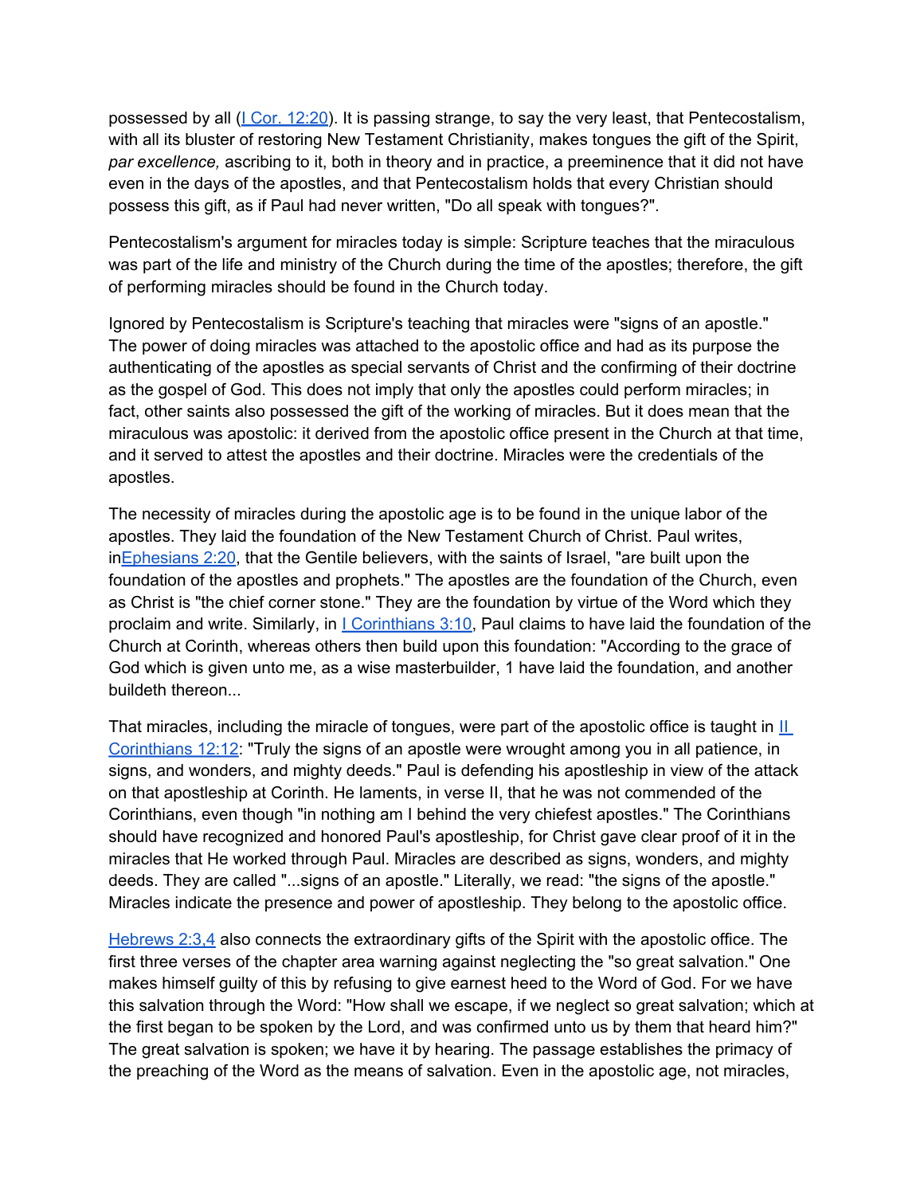possessed by all (I Cor. 12:20). It is passing strange, to say the very least, that Pentecostalism, with all its bluster of restoring New Testament Christianity, makes tongues the gift of the Spirit, *par excellence,* ascribing to it, both in theory and in practice, a preeminence that it did not have even in the days of the apostles, and that Pentecostalism holds that every Christian should possess this gift, as if Paul had never written, "Do all speak with tongues?".

Pentecostalism's argument for miracles today is simple: Scripture teaches that the miraculous was part of the life and ministry of the Church during the time of the apostles; therefore, the gift of performing miracles should be found in the Church today.

Ignored by Pentecostalism is Scripture's teaching that miracles were "signs of an apostle." The power of doing miracles was attached to the apostolic office and had as its purpose the authenticating of the apostles as special servants of Christ and the confirming of their doctrine as the gospel of God. This does not imply that only the apostles could perform miracles; in fact, other saints also possessed the gift of the working of miracles. But it does mean that the miraculous was apostolic: it derived from the apostolic office present in the Church at that time, and it served to attest the apostles and their doctrine. Miracles were the credentials of the apostles.

The necessity of miracles during the apostolic age is to be found in the unique labor of the apostles. They laid the foundation of the New Testament Church of Christ. Paul writes, inEphesians 2:20, that the Gentile believers, with the saints of Israel, "are built upon the foundation of the apostles and prophets." The apostles are the foundation of the Church, even as Christ is "the chief corner stone." They are the foundation by virtue of the Word which they proclaim and write. Similarly, in I Corinthians 3:10, Paul claims to have laid the foundation of the Church at Corinth, whereas others then build upon this foundation: "According to the grace of God which is given unto me, as a wise masterbuilder, 1 have laid the foundation, and another buildeth thereon...

That miracles, including the miracle of tongues, were part of the apostolic office is taught in II Corinthians 12:12: "Truly the signs of an apostle were wrought among you in all patience, in signs, and wonders, and mighty deeds." Paul is defending his apostleship in view of the attack on that apostleship at Corinth. He laments, in verse II, that he was not commended of the Corinthians, even though "in nothing am I behind the very chiefest apostles." The Corinthians should have recognized and honored Paul's apostleship, for Christ gave clear proof of it in the miracles that He worked through Paul. Miracles are described as signs, wonders, and mighty deeds. They are called "...signs of an apostle." Literally, we read: "the signs of the apostle." Miracles indicate the presence and power of apostleship. They belong to the apostolic office.

Hebrews 2:3,4 also connects the extraordinary gifts of the Spirit with the apostolic office. The first three verses of the chapter area warning against neglecting the "so great salvation." One makes himself guilty of this by refusing to give earnest heed to the Word of God. For we have this salvation through the Word: "How shall we escape, if we neglect so great salvation; which at the first began to be spoken by the Lord, and was confirmed unto us by them that heard him?" The great salvation is spoken; we have it by hearing. The passage establishes the primacy of the preaching of the Word as the means of salvation. Even in the apostolic age, not miracles,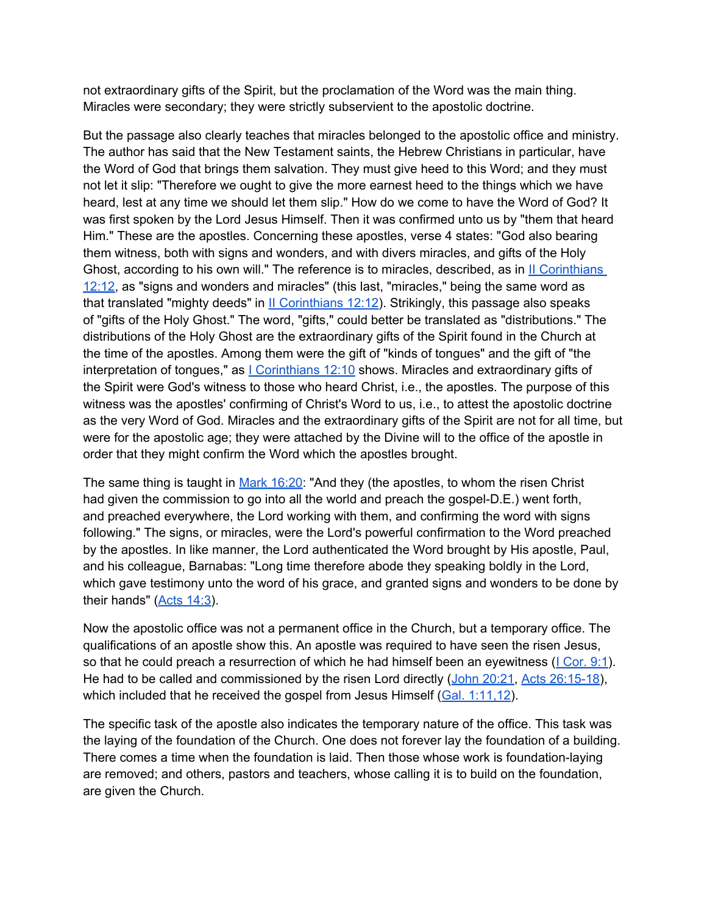not extraordinary gifts of the Spirit, but the proclamation of the Word was the main thing. Miracles were secondary; they were strictly subservient to the apostolic doctrine.

But the passage also clearly teaches that miracles belonged to the apostolic office and ministry. The author has said that the New Testament saints, the Hebrew Christians in particular, have the Word of God that brings them salvation. They must give heed to this Word; and they must not let it slip: "Therefore we ought to give the more earnest heed to the things which we have heard, lest at any time we should let them slip." How do we come to have the Word of God? It was first spoken by the Lord Jesus Himself. Then it was confirmed unto us by "them that heard Him." These are the apostles. Concerning these apostles, verse 4 states: "God also bearing them witness, both with signs and wonders, and with divers miracles, and gifts of the Holy Ghost, according to his own will." The reference is to miracles, described, as in II Corinthians 12:12, as "signs and wonders and miracles" (this last, "miracles," being the same word as that translated "mighty deeds" in II Corinthians 12:12). Strikingly, this passage also speaks of "gifts of the Holy Ghost." The word, "gifts," could better be translated as "distributions." The distributions of the Holy Ghost are the extraordinary gifts of the Spirit found in the Church at the time of the apostles. Among them were the gift of "kinds of tongues" and the gift of "the interpretation of tongues," as I Corinthians 12:10 shows. Miracles and extraordinary gifts of the Spirit were God's witness to those who heard Christ, i.e., the apostles. The purpose of this witness was the apostles' confirming of Christ's Word to us, i.e., to attest the apostolic doctrine as the very Word of God. Miracles and the extraordinary gifts of the Spirit are not for all time, but were for the apostolic age; they were attached by the Divine will to the office of the apostle in order that they might confirm the Word which the apostles brought.

The same thing is taught in Mark 16:20: "And they (the apostles, to whom the risen Christ had given the commission to go into all the world and preach the gospel-D.E.) went forth, and preached everywhere, the Lord working with them, and confirming the word with signs following." The signs, or miracles, were the Lord's powerful confirmation to the Word preached by the apostles. In like manner, the Lord authenticated the Word brought by His apostle, Paul, and his colleague, Barnabas: "Long time therefore abode they speaking boldly in the Lord, which gave testimony unto the word of his grace, and granted signs and wonders to be done by their hands" (Acts 14:3).

Now the apostolic office was not a permanent office in the Church, but a temporary office. The qualifications of an apostle show this. An apostle was required to have seen the risen Jesus, so that he could preach a resurrection of which he had himself been an eyewitness (I Cor. 9:1). He had to be called and commissioned by the risen Lord directly (John 20:21, Acts 26:15-18), which included that he received the gospel from Jesus Himself (Gal. 1:11,12).

The specific task of the apostle also indicates the temporary nature of the office. This task was the laying of the foundation of the Church. One does not forever lay the foundation of a building. There comes a time when the foundation is laid. Then those whose work is foundation-laying are removed; and others, pastors and teachers, whose calling it is to build on the foundation, are given the Church.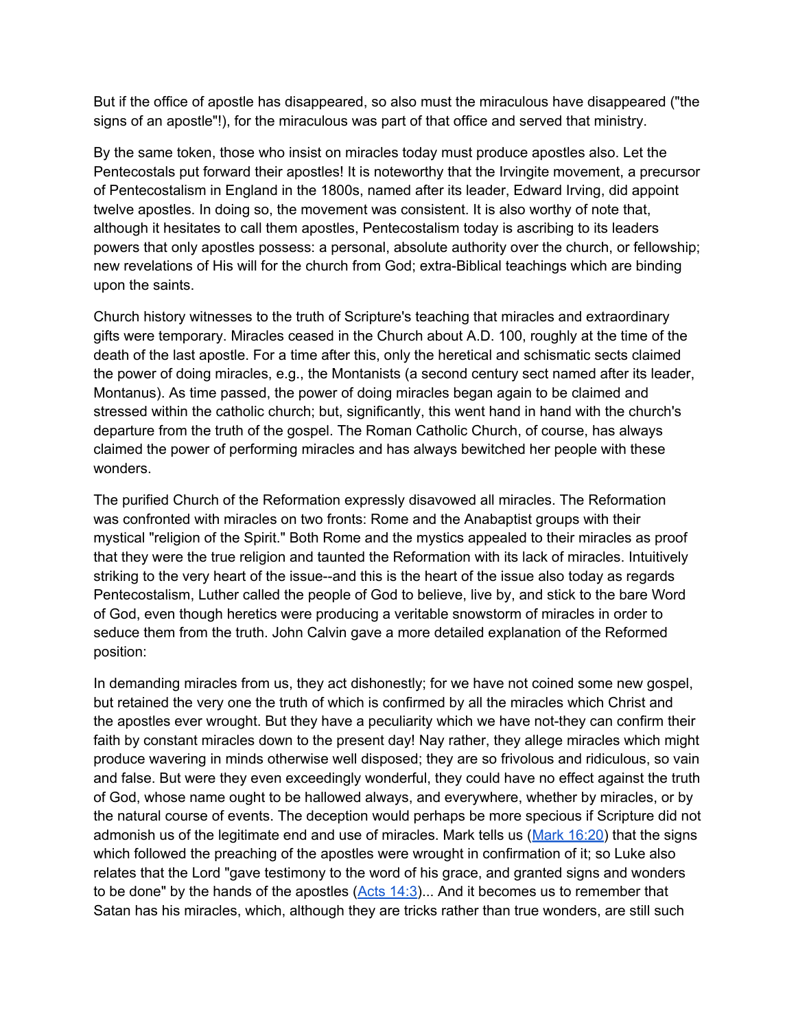But if the office of apostle has disappeared, so also must the miraculous have disappeared ("the signs of an apostle"!), for the miraculous was part of that office and served that ministry.

By the same token, those who insist on miracles today must produce apostles also. Let the Pentecostals put forward their apostles! It is noteworthy that the Irvingite movement, a precursor of Pentecostalism in England in the 1800s, named after its leader, Edward Irving, did appoint twelve apostles. In doing so, the movement was consistent. It is also worthy of note that, although it hesitates to call them apostles, Pentecostalism today is ascribing to its leaders powers that only apostles possess: a personal, absolute authority over the church, or fellowship; new revelations of His will for the church from God; extra-Biblical teachings which are binding upon the saints.

Church history witnesses to the truth of Scripture's teaching that miracles and extraordinary gifts were temporary. Miracles ceased in the Church about A.D. 100, roughly at the time of the death of the last apostle. For a time after this, only the heretical and schismatic sects claimed the power of doing miracles, e.g., the Montanists (a second century sect named after its leader, Montanus). As time passed, the power of doing miracles began again to be claimed and stressed within the catholic church; but, significantly, this went hand in hand with the church's departure from the truth of the gospel. The Roman Catholic Church, of course, has always claimed the power of performing miracles and has always bewitched her people with these wonders.

The purified Church of the Reformation expressly disavowed all miracles. The Reformation was confronted with miracles on two fronts: Rome and the Anabaptist groups with their mystical "religion of the Spirit." Both Rome and the mystics appealed to their miracles as proof that they were the true religion and taunted the Reformation with its lack of miracles. Intuitively striking to the very heart of the issue--and this is the heart of the issue also today as regards Pentecostalism, Luther called the people of God to believe, live by, and stick to the bare Word of God, even though heretics were producing a veritable snowstorm of miracles in order to seduce them from the truth. John Calvin gave a more detailed explanation of the Reformed position:

In demanding miracles from us, they act dishonestly; for we have not coined some new gospel, but retained the very one the truth of which is confirmed by all the miracles which Christ and the apostles ever wrought. But they have a peculiarity which we have not-they can confirm their faith by constant miracles down to the present day! Nay rather, they allege miracles which might produce wavering in minds otherwise well disposed; they are so frivolous and ridiculous, so vain and false. But were they even exceedingly wonderful, they could have no effect against the truth of God, whose name ought to be hallowed always, and everywhere, whether by miracles, or by the natural course of events. The deception would perhaps be more specious if Scripture did not admonish us of the legitimate end and use of miracles. Mark tells us (Mark 16:20) that the signs which followed the preaching of the apostles were wrought in confirmation of it; so Luke also relates that the Lord "gave testimony to the word of his grace, and granted signs and wonders to be done" by the hands of the apostles (Acts 14:3)... And it becomes us to remember that Satan has his miracles, which, although they are tricks rather than true wonders, are still such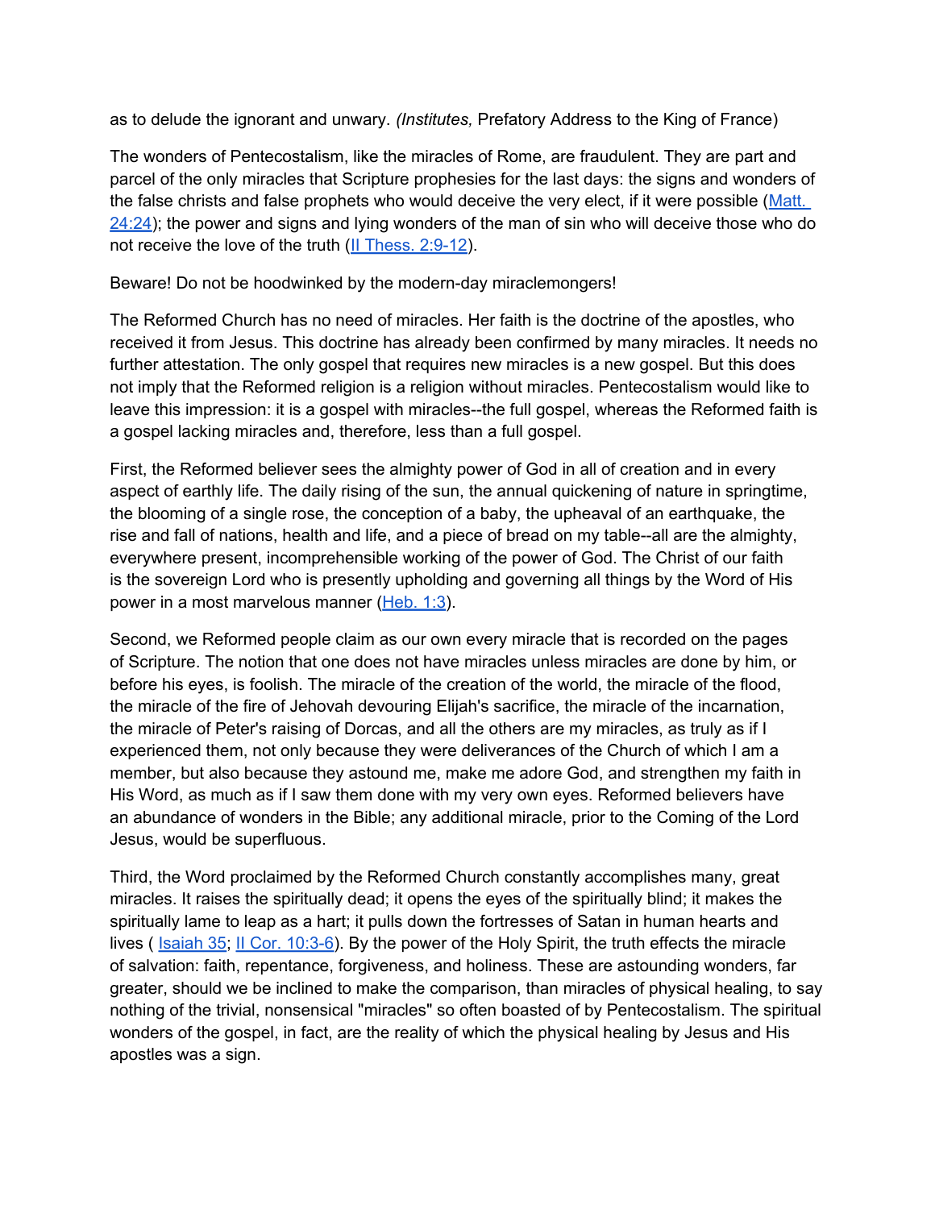as to delude the ignorant and unwary. *(Institutes,* Prefatory Address to the King of France)

The wonders of Pentecostalism, like the miracles of Rome, are fraudulent. They are part and parcel of the only miracles that Scripture prophesies for the last days: the signs and wonders of the false christs and false prophets who would deceive the very elect, if it were possible ([Matt. 24:24](#)); the power and signs and lying wonders of the man of sin who will deceive those who do not receive the love of the truth ([II Thess. 2:9-12](#)).

Beware! Do not be hoodwinked by the modern-day miraclemongers!

The Reformed Church has no need of miracles. Her faith is the doctrine of the apostles, who received it from Jesus. This doctrine has already been confirmed by many miracles. It needs no further attestation. The only gospel that requires new miracles is a new gospel. But this does not imply that the Reformed religion is a religion without miracles. Pentecostalism would like to leave this impression: it is a gospel with miracles--the full gospel, whereas the Reformed faith is a gospel lacking miracles and, therefore, less than a full gospel.

First, the Reformed believer sees the almighty power of God in all of creation and in every aspect of earthly life. The daily rising of the sun, the annual quickening of nature in springtime, the blooming of a single rose, the conception of a baby, the upheaval of an earthquake, the rise and fall of nations, health and life, and a piece of bread on my table--all are the almighty, everywhere present, incomprehensible working of the power of God. The Christ of our faith is the sovereign Lord who is presently upholding and governing all things by the Word of His power in a most marvelous manner ([Heb. 1:3](#)).

Second, we Reformed people claim as our own every miracle that is recorded on the pages of Scripture. The notion that one does not have miracles unless miracles are done by him, or before his eyes, is foolish. The miracle of the creation of the world, the miracle of the flood, the miracle of the fire of Jehovah devouring Elijah's sacrifice, the miracle of the incarnation, the miracle of Peter's raising of Dorcas, and all the others are my miracles, as truly as if I experienced them, not only because they were deliverances of the Church of which I am a member, but also because they astound me, make me adore God, and strengthen my faith in His Word, as much as if I saw them done with my very own eyes. Reformed believers have an abundance of wonders in the Bible; any additional miracle, prior to the Coming of the Lord Jesus, would be superfluous.

Third, the Word proclaimed by the Reformed Church constantly accomplishes many, great miracles. It raises the spiritually dead; it opens the eyes of the spiritually blind; it makes the spiritually lame to leap as a hart; it pulls down the fortresses of Satan in human hearts and lives ( [Isaiah 35](#); [II Cor. 10:3-6](#)). By the power of the Holy Spirit, the truth effects the miracle of salvation: faith, repentance, forgiveness, and holiness. These are astounding wonders, far greater, should we be inclined to make the comparison, than miracles of physical healing, to say nothing of the trivial, nonsensical "miracles" so often boasted of by Pentecostalism. The spiritual wonders of the gospel, in fact, are the reality of which the physical healing by Jesus and His apostles was a sign.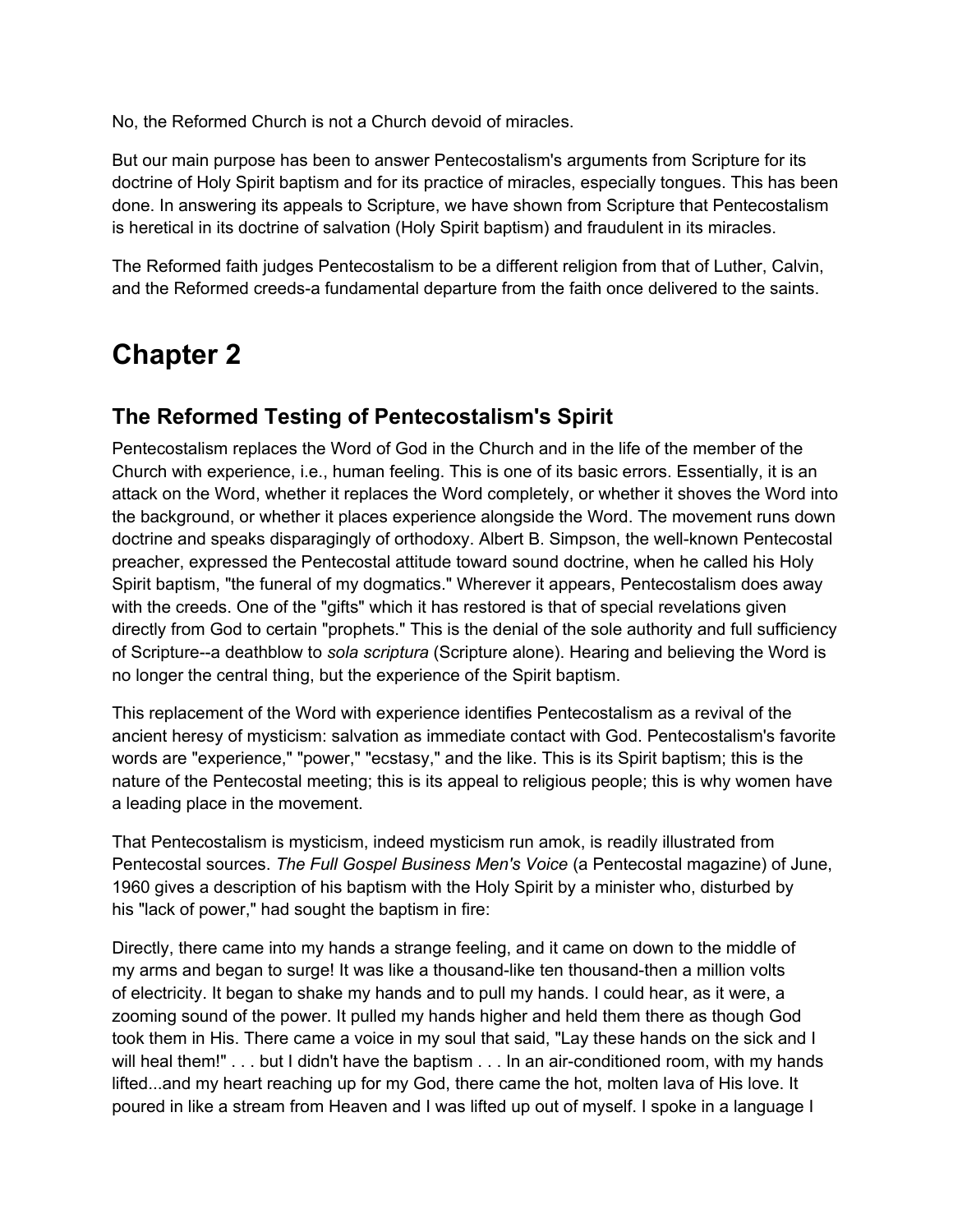No, the Reformed Church is not a Church devoid of miracles.

But our main purpose has been to answer Pentecostalism's arguments from Scripture for its doctrine of Holy Spirit baptism and for its practice of miracles, especially tongues. This has been done. In answering its appeals to Scripture, we have shown from Scripture that Pentecostalism is heretical in its doctrine of salvation (Holy Spirit baptism) and fraudulent in its miracles.

The Reformed faith judges Pentecostalism to be a different religion from that of Luther, Calvin, and the Reformed creeds-a fundamental departure from the faith once delivered to the saints.

# Chapter 2

## The Reformed Testing of Pentecostalism's Spirit

Pentecostalism replaces the Word of God in the Church and in the life of the member of the Church with experience, i.e., human feeling. This is one of its basic errors. Essentially, it is an attack on the Word, whether it replaces the Word completely, or whether it shoves the Word into the background, or whether it places experience alongside the Word. The movement runs down doctrine and speaks disparagingly of orthodoxy. Albert B. Simpson, the well-known Pentecostal preacher, expressed the Pentecostal attitude toward sound doctrine, when he called his Holy Spirit baptism, "the funeral of my dogmatics." Wherever it appears, Pentecostalism does away with the creeds. One of the "gifts" which it has restored is that of special revelations given directly from God to certain "prophets." This is the denial of the sole authority and full sufficiency of Scripture--a deathblow to *sola scriptura* (Scripture alone). Hearing and believing the Word is no longer the central thing, but the experience of the Spirit baptism.

This replacement of the Word with experience identifies Pentecostalism as a revival of the ancient heresy of mysticism: salvation as immediate contact with God. Pentecostalism's favorite words are "experience," "power," "ecstasy," and the like. This is its Spirit baptism; this is the nature of the Pentecostal meeting; this is its appeal to religious people; this is why women have a leading place in the movement.

That Pentecostalism is mysticism, indeed mysticism run amok, is readily illustrated from Pentecostal sources. *The Full Gospel Business Men's Voice* (a Pentecostal magazine) of June, 1960 gives a description of his baptism with the Holy Spirit by a minister who, disturbed by his "lack of power," had sought the baptism in fire:

Directly, there came into my hands a strange feeling, and it came on down to the middle of my arms and began to surge! It was like a thousand-like ten thousand-then a million volts of electricity. It began to shake my hands and to pull my hands. I could hear, as it were, a zooming sound of the power. It pulled my hands higher and held them there as though God took them in His. There came a voice in my soul that said, "Lay these hands on the sick and I will heal them!" . . . but I didn't have the baptism . . . In an air-conditioned room, with my hands lifted...and my heart reaching up for my God, there came the hot, molten lava of His love. It poured in like a stream from Heaven and I was lifted up out of myself. I spoke in a language I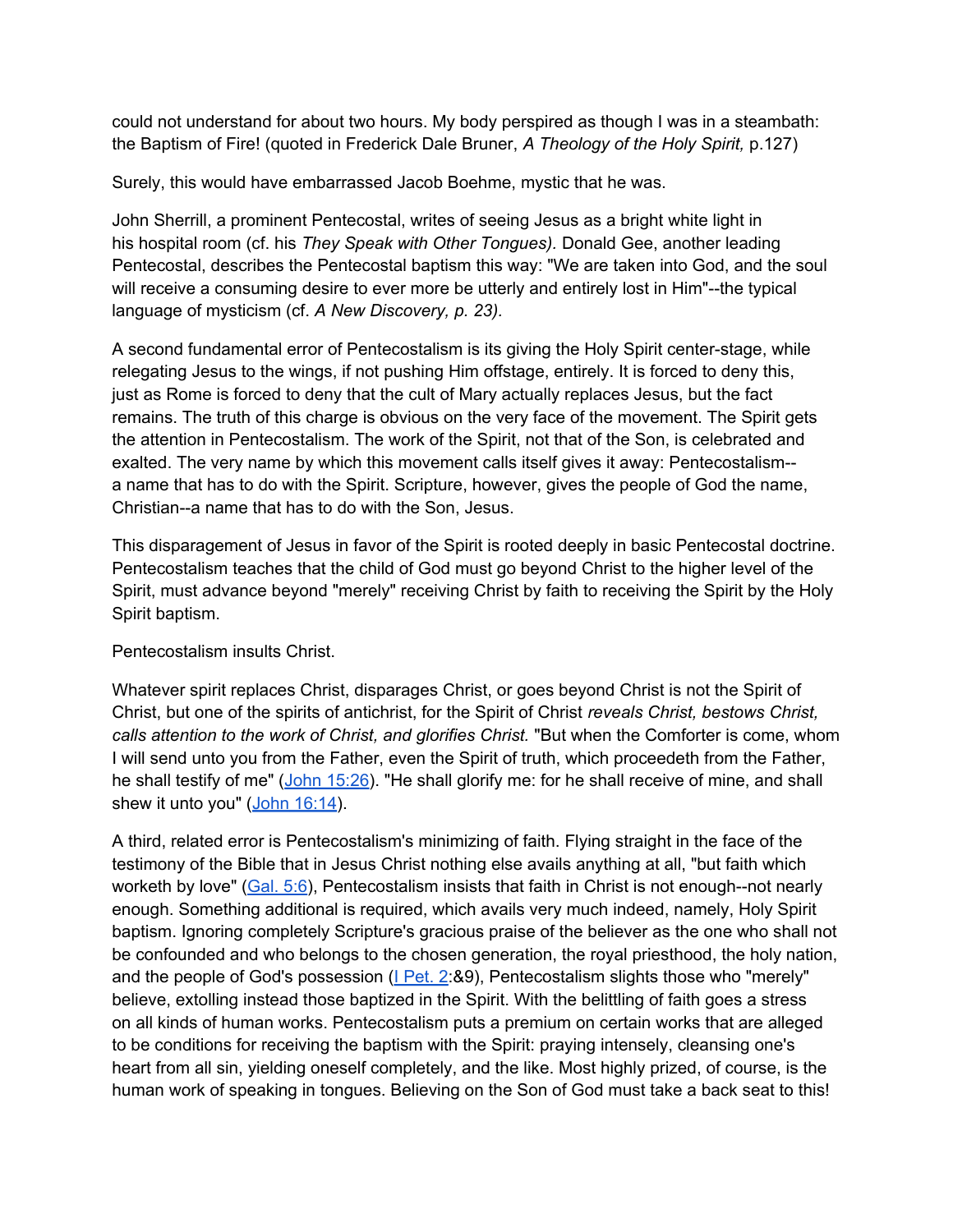could not understand for about two hours. My body perspired as though I was in a steambath: the Baptism of Fire! (quoted in Frederick Dale Bruner, *A Theology of the Holy Spirit,* p.127)

Surely, this would have embarrassed Jacob Boehme, mystic that he was.

John Sherrill, a prominent Pentecostal, writes of seeing Jesus as a bright white light in his hospital room (cf. his *They Speak with Other Tongues).* Donald Gee, another leading Pentecostal, describes the Pentecostal baptism this way: "We are taken into God, and the soul will receive a consuming desire to ever more be utterly and entirely lost in Him"--the typical language of mysticism (cf. *A New Discovery, p. 23).*

A second fundamental error of Pentecostalism is its giving the Holy Spirit center-stage, while relegating Jesus to the wings, if not pushing Him offstage, entirely. It is forced to deny this, just as Rome is forced to deny that the cult of Mary actually replaces Jesus, but the fact remains. The truth of this charge is obvious on the very face of the movement. The Spirit gets the attention in Pentecostalism. The work of the Spirit, not that of the Son, is celebrated and exalted. The very name by which this movement calls itself gives it away: Pentecostalism--a name that has to do with the Spirit. Scripture, however, gives the people of God the name, Christian--a name that has to do with the Son, Jesus.

This disparagement of Jesus in favor of the Spirit is rooted deeply in basic Pentecostal doctrine. Pentecostalism teaches that the child of God must go beyond Christ to the higher level of the Spirit, must advance beyond "merely" receiving Christ by faith to receiving the Spirit by the Holy Spirit baptism.

Pentecostalism insults Christ.

Whatever spirit replaces Christ, disparages Christ, or goes beyond Christ is not the Spirit of Christ, but one of the spirits of antichrist, for the Spirit of Christ *reveals Christ, bestows Christ, calls attention to the work of Christ, and glorifies Christ.* "But when the Comforter is come, whom I will send unto you from the Father, even the Spirit of truth, which proceedeth from the Father, he shall testify of me" (John 15:26). "He shall glorify me: for he shall receive of mine, and shall shew it unto you" (John 16:14).

A third, related error is Pentecostalism's minimizing of faith. Flying straight in the face of the testimony of the Bible that in Jesus Christ nothing else avails anything at all, "but faith which worketh by love" (Gal. 5:6), Pentecostalism insists that faith in Christ is not enough--not nearly enough. Something additional is required, which avails very much indeed, namely, Holy Spirit baptism. Ignoring completely Scripture's gracious praise of the believer as the one who shall not be confounded and who belongs to the chosen generation, the royal priesthood, the holy nation, and the people of God's possession (I Pet. 2:&9), Pentecostalism slights those who "merely" believe, extolling instead those baptized in the Spirit. With the belittling of faith goes a stress on all kinds of human works. Pentecostalism puts a premium on certain works that are alleged to be conditions for receiving the baptism with the Spirit: praying intensely, cleansing one's heart from all sin, yielding oneself completely, and the like. Most highly prized, of course, is the human work of speaking in tongues. Believing on the Son of God must take a back seat to this!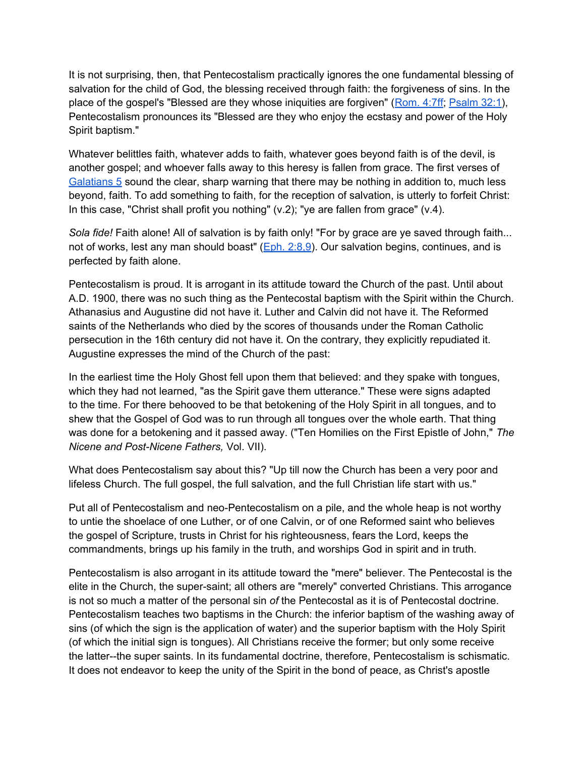It is not surprising, then, that Pentecostalism practically ignores the one fundamental blessing of salvation for the child of God, the blessing received through faith: the forgiveness of sins. In the place of the gospel's "Blessed are they whose iniquities are forgiven" (Rom. 4:7ff; Psalm 32:1), Pentecostalism pronounces its "Blessed are they who enjoy the ecstasy and power of the Holy Spirit baptism."

Whatever belittles faith, whatever adds to faith, whatever goes beyond faith is of the devil, is another gospel; and whoever falls away to this heresy is fallen from grace. The first verses of Galatians 5 sound the clear, sharp warning that there may be nothing in addition to, much less beyond, faith. To add something to faith, for the reception of salvation, is utterly to forfeit Christ: In this case, "Christ shall profit you nothing" (v.2); "ye are fallen from grace" (v.4).

*Sola fide!* Faith alone! All of salvation is by faith only! "For by grace are ye saved through faith... not of works, lest any man should boast" (Eph. 2:8,9). Our salvation begins, continues, and is perfected by faith alone.

Pentecostalism is proud. It is arrogant in its attitude toward the Church of the past. Until about A.D. 1900, there was no such thing as the Pentecostal baptism with the Spirit within the Church. Athanasius and Augustine did not have it. Luther and Calvin did not have it. The Reformed saints of the Netherlands who died by the scores of thousands under the Roman Catholic persecution in the 16th century did not have it. On the contrary, they explicitly repudiated it. Augustine expresses the mind of the Church of the past:

In the earliest time the Holy Ghost fell upon them that believed: and they spake with tongues, which they had not learned, "as the Spirit gave them utterance." These were signs adapted to the time. For there behooved to be that betokening of the Holy Spirit in all tongues, and to shew that the Gospel of God was to run through all tongues over the whole earth. That thing was done for a betokening and it passed away. ("Ten Homilies on the First Epistle of John," *The Nicene and Post-Nicene Fathers,* Vol. VII).

What does Pentecostalism say about this? "Up till now the Church has been a very poor and lifeless Church. The full gospel, the full salvation, and the full Christian life start with us."

Put all of Pentecostalism and neo-Pentecostalism on a pile, and the whole heap is not worthy to untie the shoelace of one Luther, or of one Calvin, or of one Reformed saint who believes the gospel of Scripture, trusts in Christ for his righteousness, fears the Lord, keeps the commandments, brings up his family in the truth, and worships God in spirit and in truth.

Pentecostalism is also arrogant in its attitude toward the "mere" believer. The Pentecostal is the elite in the Church, the super-saint; all others are "merely" converted Christians. This arrogance is not so much a matter of the personal sin *of* the Pentecostal as it is of Pentecostal doctrine. Pentecostalism teaches two baptisms in the Church: the inferior baptism of the washing away of sins (of which the sign is the application of water) and the superior baptism with the Holy Spirit (of which the initial sign is tongues). All Christians receive the former; but only some receive the latter--the super saints. In its fundamental doctrine, therefore, Pentecostalism is schismatic. It does not endeavor to keep the unity of the Spirit in the bond of peace, as Christ's apostle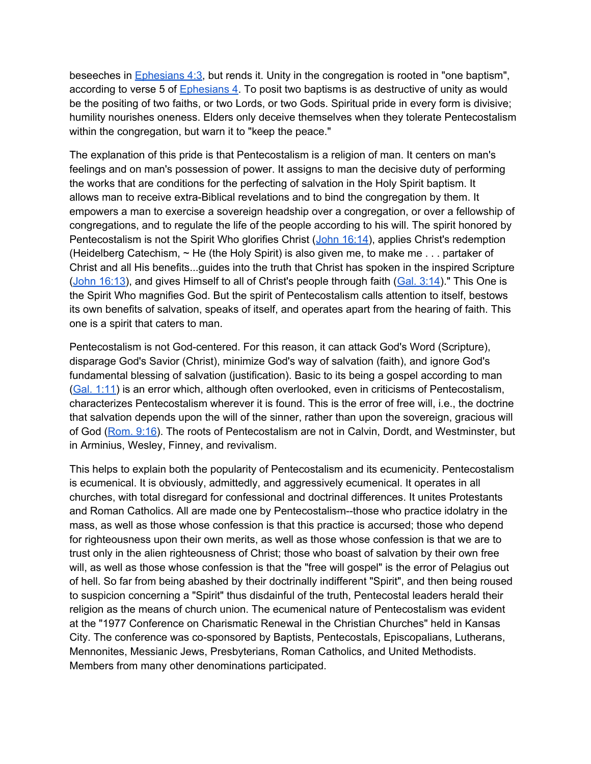beseeches in Ephesians 4:3, but rends it. Unity in the congregation is rooted in "one baptism", according to verse 5 of Ephesians 4. To posit two baptisms is as destructive of unity as would be the positing of two faiths, or two Lords, or two Gods. Spiritual pride in every form is divisive; humility nourishes oneness. Elders only deceive themselves when they tolerate Pentecostalism within the congregation, but warn it to "keep the peace."

The explanation of this pride is that Pentecostalism is a religion of man. It centers on man's feelings and on man's possession of power. It assigns to man the decisive duty of performing the works that are conditions for the perfecting of salvation in the Holy Spirit baptism. It allows man to receive extra-Biblical revelations and to bind the congregation by them. It empowers a man to exercise a sovereign headship over a congregation, or over a fellowship of congregations, and to regulate the life of the people according to his will. The spirit honored by Pentecostalism is not the Spirit Who glorifies Christ (John 16:14), applies Christ's redemption (Heidelberg Catechism, ~ He (the Holy Spirit) is also given me, to make me . . . partaker of Christ and all His benefits...guides into the truth that Christ has spoken in the inspired Scripture (John 16:13), and gives Himself to all of Christ's people through faith (Gal. 3:14)." This One is the Spirit Who magnifies God. But the spirit of Pentecostalism calls attention to itself, bestows its own benefits of salvation, speaks of itself, and operates apart from the hearing of faith. This one is a spirit that caters to man.

Pentecostalism is not God-centered. For this reason, it can attack God's Word (Scripture), disparage God's Savior (Christ), minimize God's way of salvation (faith), and ignore God's fundamental blessing of salvation (justification). Basic to its being a gospel according to man (Gal. 1:11) is an error which, although often overlooked, even in criticisms of Pentecostalism, characterizes Pentecostalism wherever it is found. This is the error of free will, i.e., the doctrine that salvation depends upon the will of the sinner, rather than upon the sovereign, gracious will of God (Rom. 9:16). The roots of Pentecostalism are not in Calvin, Dordt, and Westminster, but in Arminius, Wesley, Finney, and revivalism.

This helps to explain both the popularity of Pentecostalism and its ecumenicity. Pentecostalism is ecumenical. It is obviously, admittedly, and aggressively ecumenical. It operates in all churches, with total disregard for confessional and doctrinal differences. It unites Protestants and Roman Catholics. All are made one by Pentecostalism--those who practice idolatry in the mass, as well as those whose confession is that this practice is accursed; those who depend for righteousness upon their own merits, as well as those whose confession is that we are to trust only in the alien righteousness of Christ; those who boast of salvation by their own free will, as well as those whose confession is that the "free will gospel" is the error of Pelagius out of hell. So far from being abashed by their doctrinally indifferent "Spirit", and then being roused to suspicion concerning a "Spirit" thus disdainful of the truth, Pentecostal leaders herald their religion as the means of church union. The ecumenical nature of Pentecostalism was evident at the "1977 Conference on Charismatic Renewal in the Christian Churches" held in Kansas City. The conference was co-sponsored by Baptists, Pentecostals, Episcopalians, Lutherans, Mennonites, Messianic Jews, Presbyterians, Roman Catholics, and United Methodists. Members from many other denominations participated.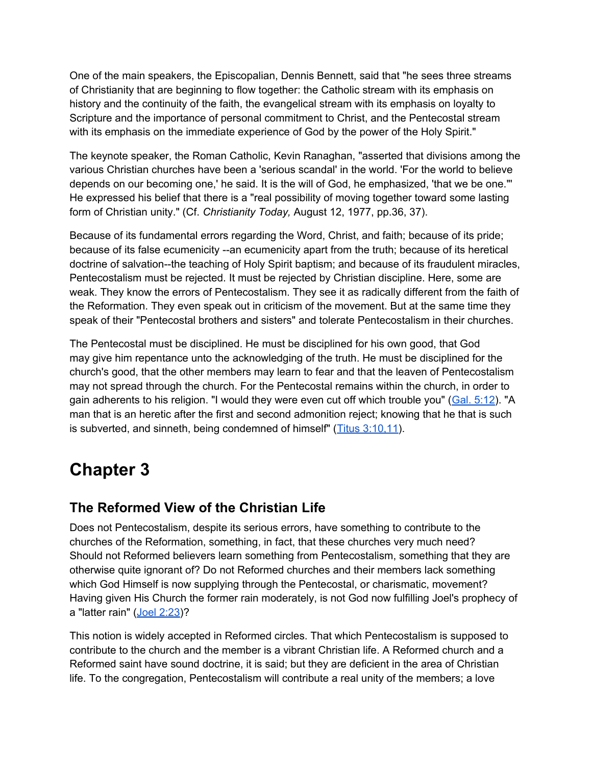One of the main speakers, the Episcopalian, Dennis Bennett, said that "he sees three streams of Christianity that are beginning to flow together: the Catholic stream with its emphasis on history and the continuity of the faith, the evangelical stream with its emphasis on loyalty to Scripture and the importance of personal commitment to Christ, and the Pentecostal stream with its emphasis on the immediate experience of God by the power of the Holy Spirit."

The keynote speaker, the Roman Catholic, Kevin Ranaghan, "asserted that divisions among the various Christian churches have been a 'serious scandal' in the world. 'For the world to believe depends on our becoming one,' he said. It is the will of God, he emphasized, 'that we be one.'" He expressed his belief that there is a "real possibility of moving together toward some lasting form of Christian unity." (Cf. *Christianity Today,* August 12, 1977, pp.36, 37).

Because of its fundamental errors regarding the Word, Christ, and faith; because of its pride; because of its false ecumenicity --an ecumenicity apart from the truth; because of its heretical doctrine of salvation--the teaching of Holy Spirit baptism; and because of its fraudulent miracles, Pentecostalism must be rejected. It must be rejected by Christian discipline. Here, some are weak. They know the errors of Pentecostalism. They see it as radically different from the faith of the Reformation. They even speak out in criticism of the movement. But at the same time they speak of their "Pentecostal brothers and sisters" and tolerate Pentecostalism in their churches.

The Pentecostal must be disciplined. He must be disciplined for his own good, that God may give him repentance unto the acknowledging of the truth. He must be disciplined for the church's good, that the other members may learn to fear and that the leaven of Pentecostalism may not spread through the church. For the Pentecostal remains within the church, in order to gain adherents to his religion. "I would they were even cut off which trouble you" (Gal. 5:12). "A man that is an heretic after the first and second admonition reject; knowing that he that is such is subverted, and sinneth, being condemned of himself" (Titus 3:10,11).

# Chapter 3

## The Reformed View of the Christian Life

Does not Pentecostalism, despite its serious errors, have something to contribute to the churches of the Reformation, something, in fact, that these churches very much need? Should not Reformed believers learn something from Pentecostalism, something that they are otherwise quite ignorant of? Do not Reformed churches and their members lack something which God Himself is now supplying through the Pentecostal, or charismatic, movement? Having given His Church the former rain moderately, is not God now fulfilling Joel's prophecy of a "latter rain" (Joel 2:23)?

This notion is widely accepted in Reformed circles. That which Pentecostalism is supposed to contribute to the church and the member is a vibrant Christian life. A Reformed church and a Reformed saint have sound doctrine, it is said; but they are deficient in the area of Christian life. To the congregation, Pentecostalism will contribute a real unity of the members; a love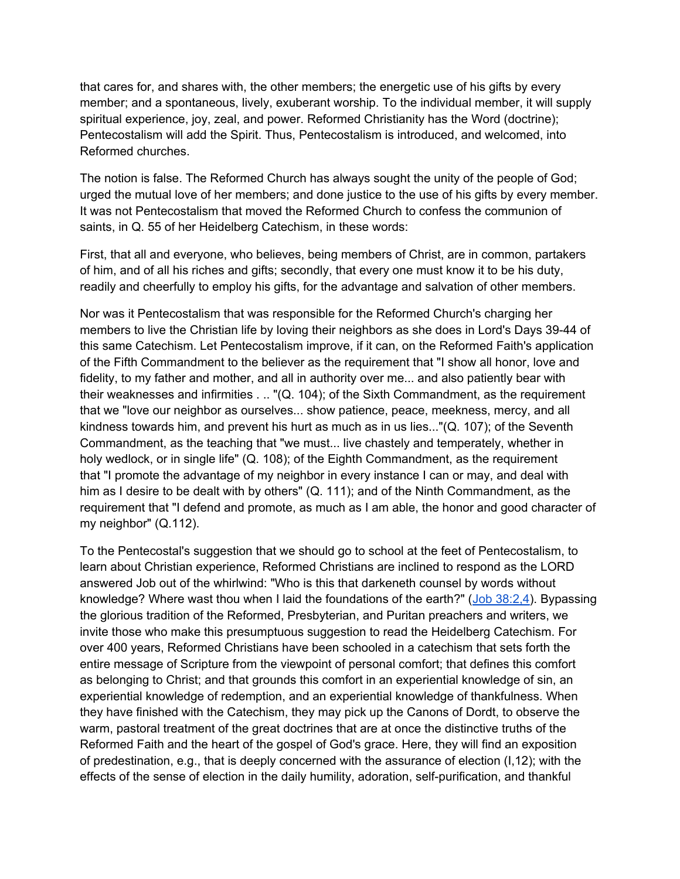that cares for, and shares with, the other members; the energetic use of his gifts by every member; and a spontaneous, lively, exuberant worship. To the individual member, it will supply spiritual experience, joy, zeal, and power. Reformed Christianity has the Word (doctrine); Pentecostalism will add the Spirit. Thus, Pentecostalism is introduced, and welcomed, into Reformed churches.

The notion is false. The Reformed Church has always sought the unity of the people of God; urged the mutual love of her members; and done justice to the use of his gifts by every member. It was not Pentecostalism that moved the Reformed Church to confess the communion of saints, in Q. 55 of her Heidelberg Catechism, in these words:

First, that all and everyone, who believes, being members of Christ, are in common, partakers of him, and of all his riches and gifts; secondly, that every one must know it to be his duty, readily and cheerfully to employ his gifts, for the advantage and salvation of other members.

Nor was it Pentecostalism that was responsible for the Reformed Church's charging her members to live the Christian life by loving their neighbors as she does in Lord's Days 39-44 of this same Catechism. Let Pentecostalism improve, if it can, on the Reformed Faith's application of the Fifth Commandment to the believer as the requirement that "I show all honor, love and fidelity, to my father and mother, and all in authority over me... and also patiently bear with their weaknesses and infirmities . .. "(Q. 104); of the Sixth Commandment, as the requirement that we "love our neighbor as ourselves... show patience, peace, meekness, mercy, and all kindness towards him, and prevent his hurt as much as in us lies..."(Q. 107); of the Seventh Commandment, as the teaching that "we must... live chastely and temperately, whether in holy wedlock, or in single life" (Q. 108); of the Eighth Commandment, as the requirement that "I promote the advantage of my neighbor in every instance I can or may, and deal with him as I desire to be dealt with by others" (Q. 111); and of the Ninth Commandment, as the requirement that "I defend and promote, as much as I am able, the honor and good character of my neighbor" (Q.112).

To the Pentecostal's suggestion that we should go to school at the feet of Pentecostalism, to learn about Christian experience, Reformed Christians are inclined to respond as the LORD answered Job out of the whirlwind: "Who is this that darkeneth counsel by words without knowledge? Where wast thou when I laid the foundations of the earth?" (Job 38:2,4). Bypassing the glorious tradition of the Reformed, Presbyterian, and Puritan preachers and writers, we invite those who make this presumptuous suggestion to read the Heidelberg Catechism. For over 400 years, Reformed Christians have been schooled in a catechism that sets forth the entire message of Scripture from the viewpoint of personal comfort; that defines this comfort as belonging to Christ; and that grounds this comfort in an experiential knowledge of sin, an experiential knowledge of redemption, and an experiential knowledge of thankfulness. When they have finished with the Catechism, they may pick up the Canons of Dordt, to observe the warm, pastoral treatment of the great doctrines that are at once the distinctive truths of the Reformed Faith and the heart of the gospel of God's grace. Here, they will find an exposition of predestination, e.g., that is deeply concerned with the assurance of election (I,12); with the effects of the sense of election in the daily humility, adoration, self-purification, and thankful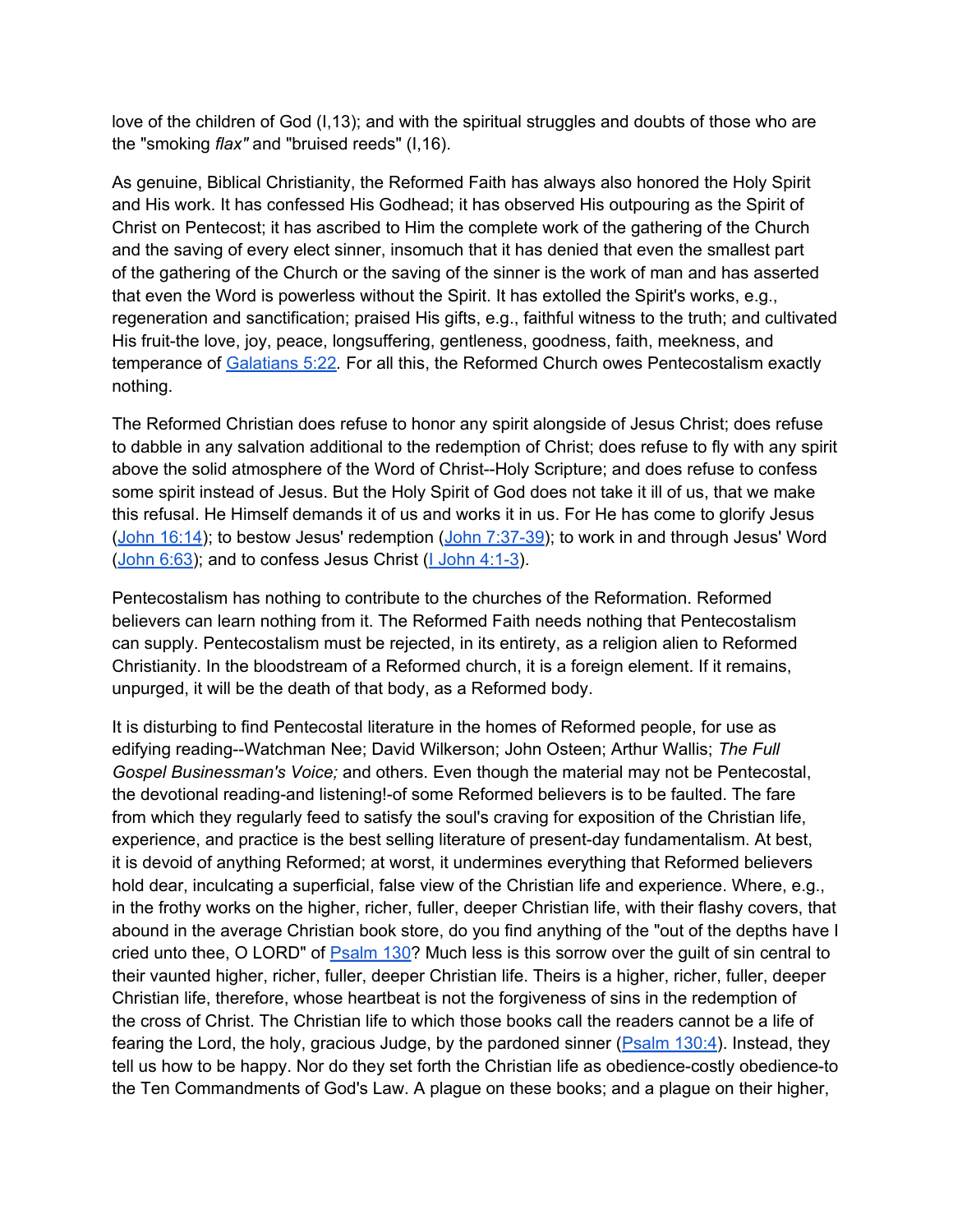love of the children of God (I,13); and with the spiritual struggles and doubts of those who are the "smoking *flax"* and "bruised reeds" (I,16).

As genuine, Biblical Christianity, the Reformed Faith has always also honored the Holy Spirit and His work. It has confessed His Godhead; it has observed His outpouring as the Spirit of Christ on Pentecost; it has ascribed to Him the complete work of the gathering of the Church and the saving of every elect sinner, insomuch that it has denied that even the smallest part of the gathering of the Church or the saving of the sinner is the work of man and has asserted that even the Word is powerless without the Spirit. It has extolled the Spirit's works, e.g., regeneration and sanctification; praised His gifts, e.g., faithful witness to the truth; and cultivated His fruit-the love, joy, peace, longsuffering, gentleness, goodness, faith, meekness, and temperance of [Galatians 5:22](). For all this, the Reformed Church owes Pentecostalism exactly nothing.

The Reformed Christian does refuse to honor any spirit alongside of Jesus Christ; does refuse to dabble in any salvation additional to the redemption of Christ; does refuse to fly with any spirit above the solid atmosphere of the Word of Christ--Holy Scripture; and does refuse to confess some spirit instead of Jesus. But the Holy Spirit of God does not take it ill of us, that we make this refusal. He Himself demands it of us and works it in us. For He has come to glorify Jesus ([John 16:14]()); to bestow Jesus' redemption ([John 7:37-39]()); to work in and through Jesus' Word ([John 6:63]()); and to confess Jesus Christ ([I John 4:1-3]()).

Pentecostalism has nothing to contribute to the churches of the Reformation. Reformed believers can learn nothing from it. The Reformed Faith needs nothing that Pentecostalism can supply. Pentecostalism must be rejected, in its entirety, as a religion alien to Reformed Christianity. In the bloodstream of a Reformed church, it is a foreign element. If it remains, unpurged, it will be the death of that body, as a Reformed body.

It is disturbing to find Pentecostal literature in the homes of Reformed people, for use as edifying reading--Watchman Nee; David Wilkerson; John Osteen; Arthur Wallis; *The Full Gospel Businessman's Voice;* and others. Even though the material may not be Pentecostal, the devotional reading-and listening!-of some Reformed believers is to be faulted. The fare from which they regularly feed to satisfy the soul's craving for exposition of the Christian life, experience, and practice is the best selling literature of present-day fundamentalism. At best, it is devoid of anything Reformed; at worst, it undermines everything that Reformed believers hold dear, inculcating a superficial, false view of the Christian life and experience. Where, e.g., in the frothy works on the higher, richer, fuller, deeper Christian life, with their flashy covers, that abound in the average Christian book store, do you find anything of the "out of the depths have I cried unto thee, O LORD" of [Psalm 130]()? Much less is this sorrow over the guilt of sin central to their vaunted higher, richer, fuller, deeper Christian life. Theirs is a higher, richer, fuller, deeper Christian life, therefore, whose heartbeat is not the forgiveness of sins in the redemption of the cross of Christ. The Christian life to which those books call the readers cannot be a life of fearing the Lord, the holy, gracious Judge, by the pardoned sinner ([Psalm 130:4]()). Instead, they tell us how to be happy. Nor do they set forth the Christian life as obedience-costly obedience-to the Ten Commandments of God's Law. A plague on these books; and a plague on their higher,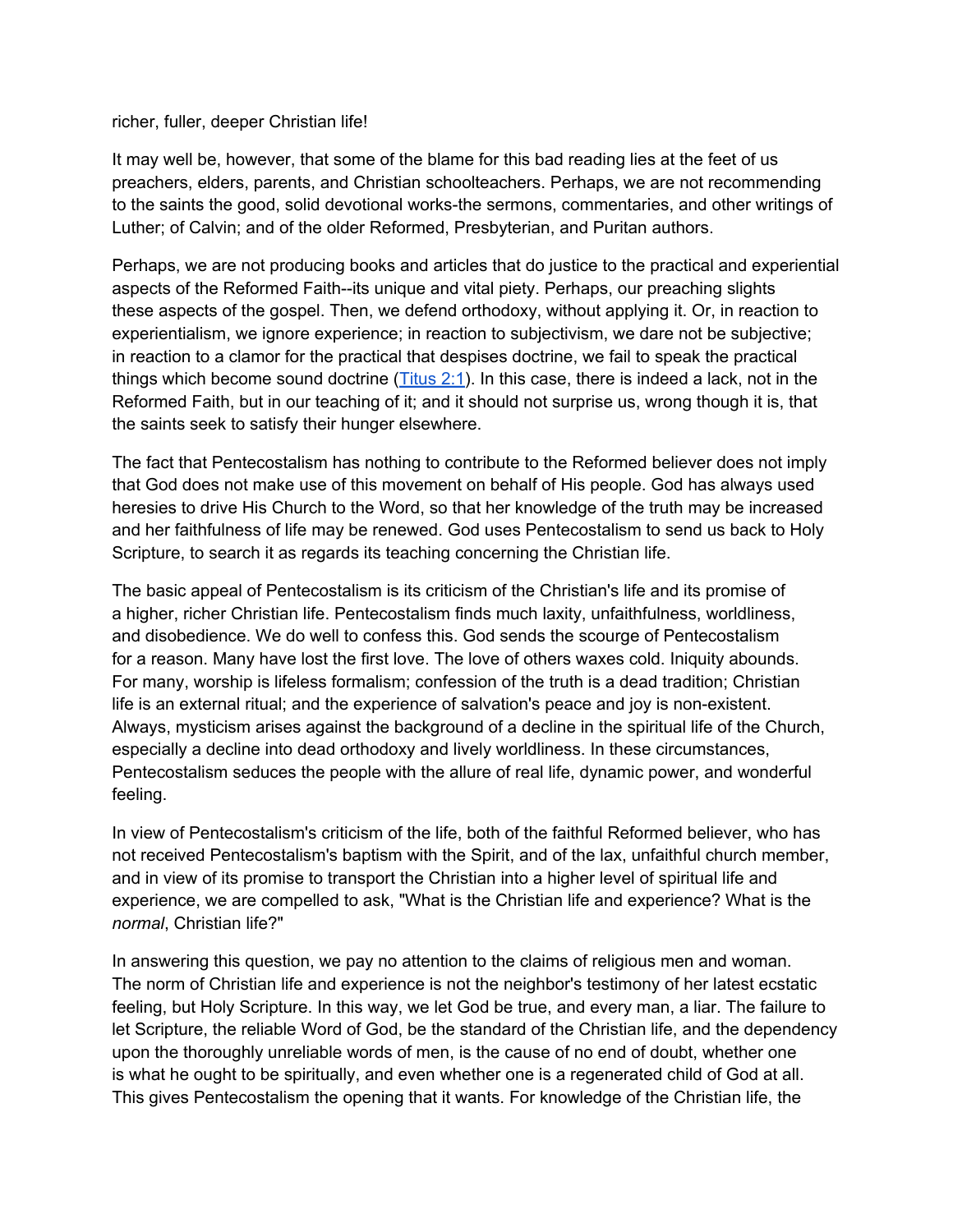richer, fuller, deeper Christian life!

It may well be, however, that some of the blame for this bad reading lies at the feet of us preachers, elders, parents, and Christian schoolteachers. Perhaps, we are not recommending to the saints the good, solid devotional works-the sermons, commentaries, and other writings of Luther; of Calvin; and of the older Reformed, Presbyterian, and Puritan authors.

Perhaps, we are not producing books and articles that do justice to the practical and experiential aspects of the Reformed Faith--its unique and vital piety. Perhaps, our preaching slights these aspects of the gospel. Then, we defend orthodoxy, without applying it. Or, in reaction to experientialism, we ignore experience; in reaction to subjectivism, we dare not be subjective; in reaction to a clamor for the practical that despises doctrine, we fail to speak the practical things which become sound doctrine (Titus 2:1). In this case, there is indeed a lack, not in the Reformed Faith, but in our teaching of it; and it should not surprise us, wrong though it is, that the saints seek to satisfy their hunger elsewhere.

The fact that Pentecostalism has nothing to contribute to the Reformed believer does not imply that God does not make use of this movement on behalf of His people. God has always used heresies to drive His Church to the Word, so that her knowledge of the truth may be increased and her faithfulness of life may be renewed. God uses Pentecostalism to send us back to Holy Scripture, to search it as regards its teaching concerning the Christian life.

The basic appeal of Pentecostalism is its criticism of the Christian's life and its promise of a higher, richer Christian life. Pentecostalism finds much laxity, unfaithfulness, worldliness, and disobedience. We do well to confess this. God sends the scourge of Pentecostalism for a reason. Many have lost the first love. The love of others waxes cold. Iniquity abounds. For many, worship is lifeless formalism; confession of the truth is a dead tradition; Christian life is an external ritual; and the experience of salvation's peace and joy is non-existent. Always, mysticism arises against the background of a decline in the spiritual life of the Church, especially a decline into dead orthodoxy and lively worldliness. In these circumstances, Pentecostalism seduces the people with the allure of real life, dynamic power, and wonderful feeling.

In view of Pentecostalism's criticism of the life, both of the faithful Reformed believer, who has not received Pentecostalism's baptism with the Spirit, and of the lax, unfaithful church member, and in view of its promise to transport the Christian into a higher level of spiritual life and experience, we are compelled to ask, "What is the Christian life and experience? What is the *normal*, Christian life?"

In answering this question, we pay no attention to the claims of religious men and woman. The norm of Christian life and experience is not the neighbor's testimony of her latest ecstatic feeling, but Holy Scripture. In this way, we let God be true, and every man, a liar. The failure to let Scripture, the reliable Word of God, be the standard of the Christian life, and the dependency upon the thoroughly unreliable words of men, is the cause of no end of doubt, whether one is what he ought to be spiritually, and even whether one is a regenerated child of God at all. This gives Pentecostalism the opening that it wants. For knowledge of the Christian life, the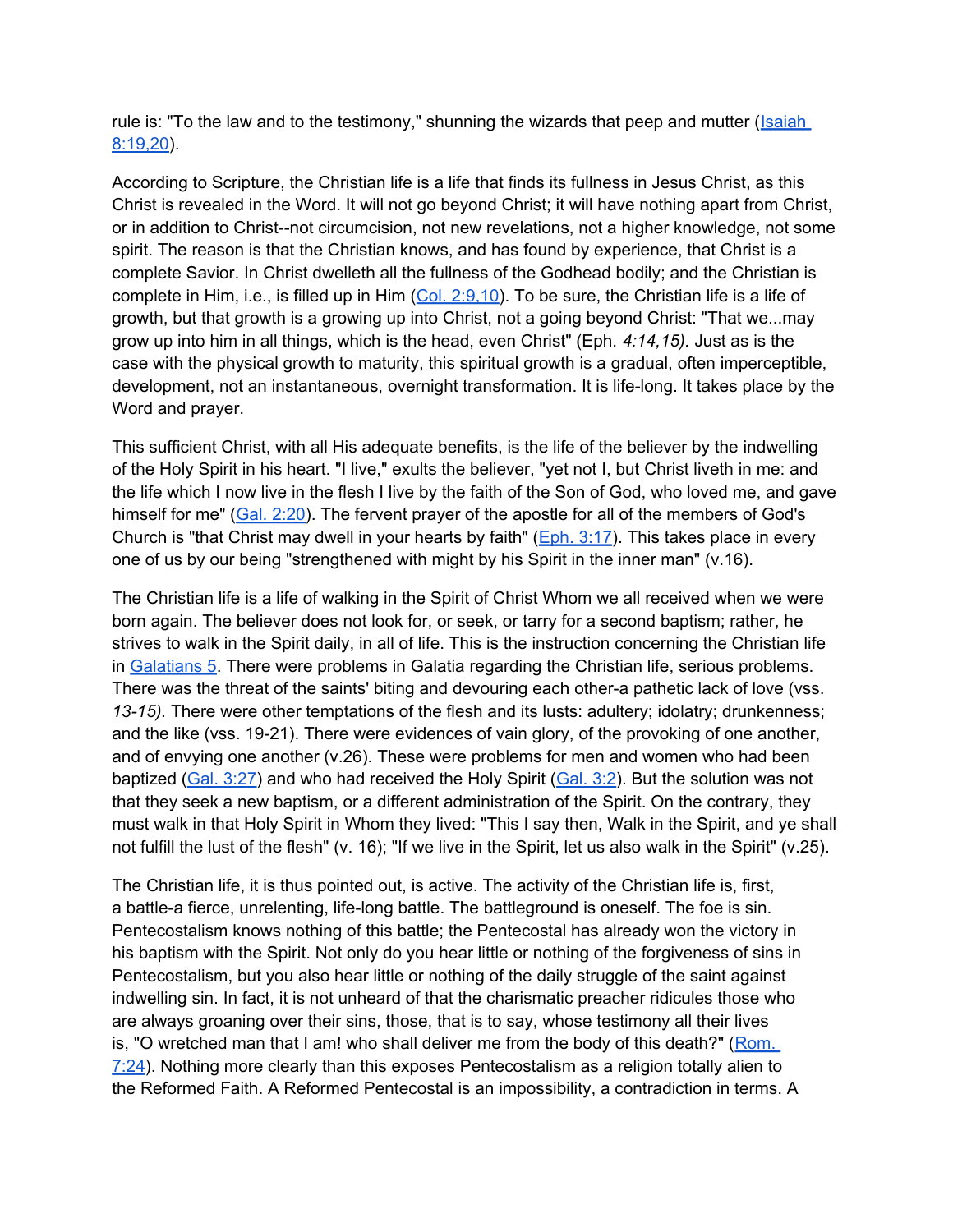rule is: "To the law and to the testimony," shunning the wizards that peep and mutter (Isaiah 8:19,20).

According to Scripture, the Christian life is a life that finds its fullness in Jesus Christ, as this Christ is revealed in the Word. It will not go beyond Christ; it will have nothing apart from Christ, or in addition to Christ--not circumcision, not new revelations, not a higher knowledge, not some spirit. The reason is that the Christian knows, and has found by experience, that Christ is a complete Savior. In Christ dwelleth all the fullness of the Godhead bodily; and the Christian is complete in Him, i.e., is filled up in Him (Col. 2:9,10). To be sure, the Christian life is a life of growth, but that growth is a growing up into Christ, not a going beyond Christ: "That we...may grow up into him in all things, which is the head, even Christ" (Eph. *4:14,15).* Just as is the case with the physical growth to maturity, this spiritual growth is a gradual, often imperceptible, development, not an instantaneous, overnight transformation. It is life-long. It takes place by the Word and prayer.

This sufficient Christ, with all His adequate benefits, is the life of the believer by the indwelling of the Holy Spirit in his heart. "I live," exults the believer, "yet not I, but Christ liveth in me: and the life which I now live in the flesh I live by the faith of the Son of God, who loved me, and gave himself for me" (Gal. 2:20). The fervent prayer of the apostle for all of the members of God's Church is "that Christ may dwell in your hearts by faith" (Eph. 3:17). This takes place in every one of us by our being "strengthened with might by his Spirit in the inner man" (v.16).

The Christian life is a life of walking in the Spirit of Christ Whom we all received when we were born again. The believer does not look for, or seek, or tarry for a second baptism; rather, he strives to walk in the Spirit daily, in all of life. This is the instruction concerning the Christian life in Galatians 5. There were problems in Galatia regarding the Christian life, serious problems. There was the threat of the saints' biting and devouring each other-a pathetic lack of love (vss. *13-15).* There were other temptations of the flesh and its lusts: adultery; idolatry; drunkenness; and the like (vss. 19-21). There were evidences of vain glory, of the provoking of one another, and of envying one another (v.26). These were problems for men and women who had been baptized (Gal. 3:27) and who had received the Holy Spirit (Gal. 3:2). But the solution was not that they seek a new baptism, or a different administration of the Spirit. On the contrary, they must walk in that Holy Spirit in Whom they lived: "This I say then, Walk in the Spirit, and ye shall not fulfill the lust of the flesh" (v. 16); "If we live in the Spirit, let us also walk in the Spirit" (v.25).

The Christian life, it is thus pointed out, is active. The activity of the Christian life is, first, a battle-a fierce, unrelenting, life-long battle. The battleground is oneself. The foe is sin. Pentecostalism knows nothing of this battle; the Pentecostal has already won the victory in his baptism with the Spirit. Not only do you hear little or nothing of the forgiveness of sins in Pentecostalism, but you also hear little or nothing of the daily struggle of the saint against indwelling sin. In fact, it is not unheard of that the charismatic preacher ridicules those who are always groaning over their sins, those, that is to say, whose testimony all their lives is, "O wretched man that I am! who shall deliver me from the body of this death?" (Rom. 7:24). Nothing more clearly than this exposes Pentecostalism as a religion totally alien to the Reformed Faith. A Reformed Pentecostal is an impossibility, a contradiction in terms. A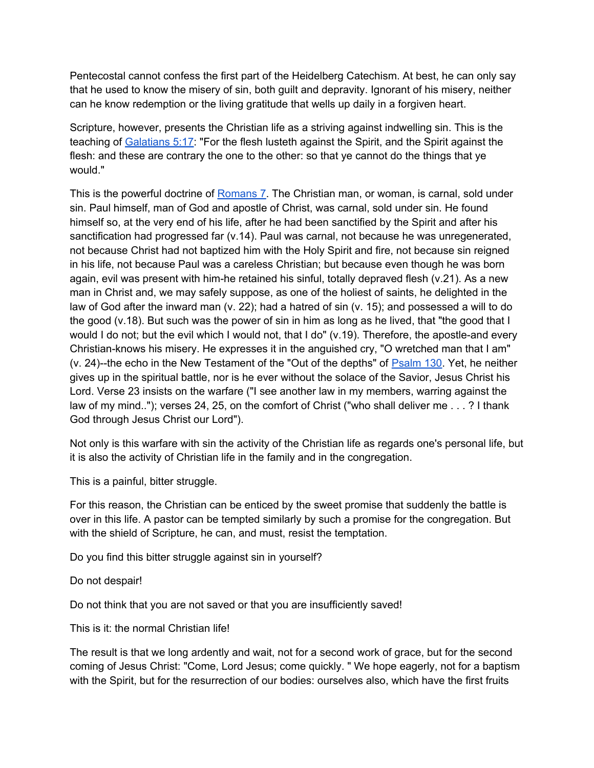Pentecostal cannot confess the first part of the Heidelberg Catechism. At best, he can only say that he used to know the misery of sin, both guilt and depravity. Ignorant of his misery, neither can he know redemption or the living gratitude that wells up daily in a forgiven heart.

Scripture, however, presents the Christian life as a striving against indwelling sin. This is the teaching of Galatians 5:17: "For the flesh lusteth against the Spirit, and the Spirit against the flesh: and these are contrary the one to the other: so that ye cannot do the things that ye would."

This is the powerful doctrine of Romans 7. The Christian man, or woman, is carnal, sold under sin. Paul himself, man of God and apostle of Christ, was carnal, sold under sin. He found himself so, at the very end of his life, after he had been sanctified by the Spirit and after his sanctification had progressed far (v.14). Paul was carnal, not because he was unregenerated, not because Christ had not baptized him with the Holy Spirit and fire, not because sin reigned in his life, not because Paul was a careless Christian; but because even though he was born again, evil was present with him-he retained his sinful, totally depraved flesh (v.21). As a new man in Christ and, we may safely suppose, as one of the holiest of saints, he delighted in the law of God after the inward man (v. 22); had a hatred of sin (v. 15); and possessed a will to do the good (v.18). But such was the power of sin in him as long as he lived, that "the good that I would I do not; but the evil which I would not, that I do" (v.19). Therefore, the apostle-and every Christian-knows his misery. He expresses it in the anguished cry, "O wretched man that I am" (v. 24)--the echo in the New Testament of the "Out of the depths" of Psalm 130. Yet, he neither gives up in the spiritual battle, nor is he ever without the solace of the Savior, Jesus Christ his Lord. Verse 23 insists on the warfare ("I see another law in my members, warring against the law of my mind.."); verses 24, 25, on the comfort of Christ ("who shall deliver me . . . ? I thank God through Jesus Christ our Lord").

Not only is this warfare with sin the activity of the Christian life as regards one's personal life, but it is also the activity of Christian life in the family and in the congregation.

This is a painful, bitter struggle.

For this reason, the Christian can be enticed by the sweet promise that suddenly the battle is over in this life. A pastor can be tempted similarly by such a promise for the congregation. But with the shield of Scripture, he can, and must, resist the temptation.

Do you find this bitter struggle against sin in yourself?

Do not despair!

Do not think that you are not saved or that you are insufficiently saved!

This is it: the normal Christian life!

The result is that we long ardently and wait, not for a second work of grace, but for the second coming of Jesus Christ: "Come, Lord Jesus; come quickly. " We hope eagerly, not for a baptism with the Spirit, but for the resurrection of our bodies: ourselves also, which have the first fruits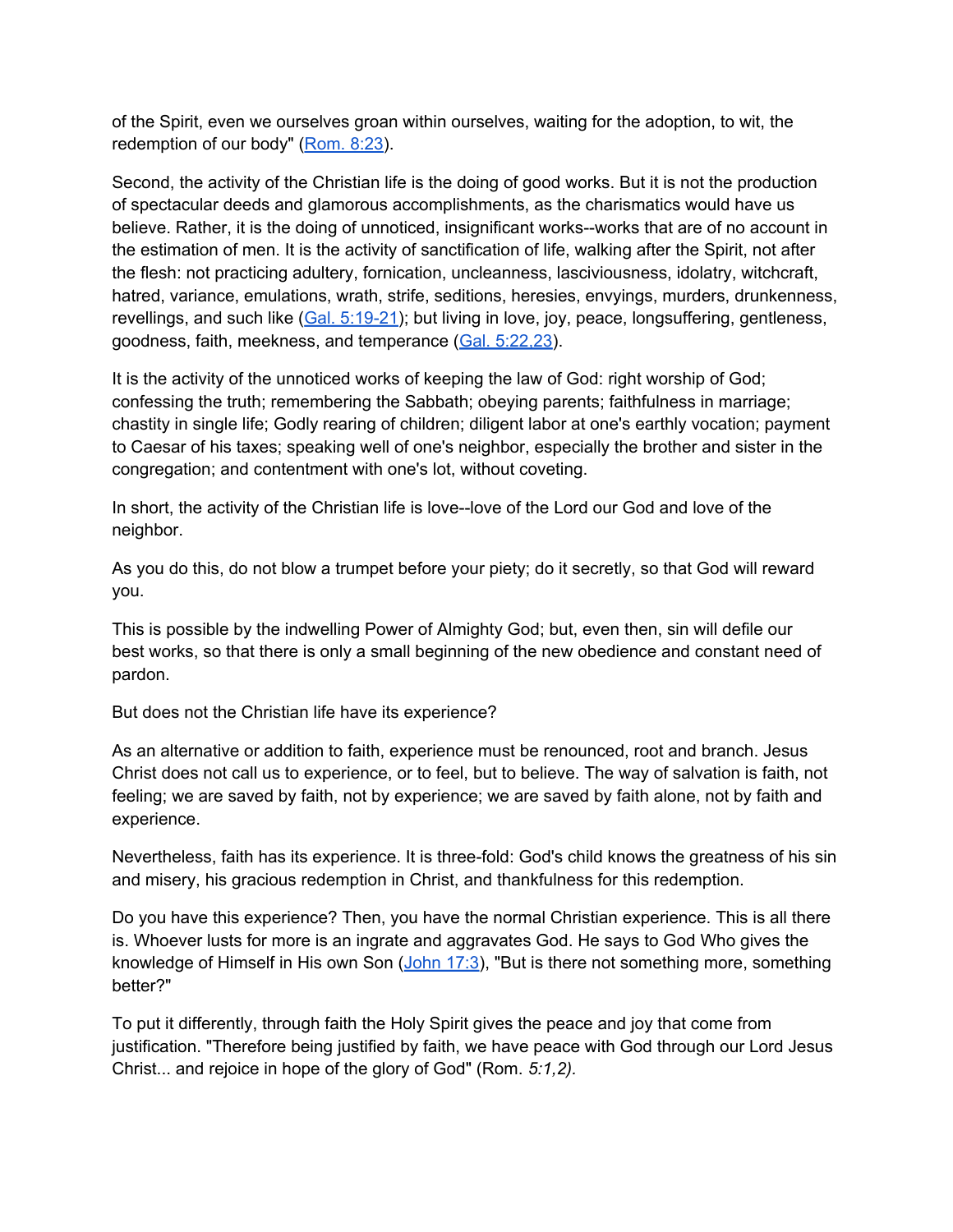of the Spirit, even we ourselves groan within ourselves, waiting for the adoption, to wit, the redemption of our body" (Rom. 8:23).

Second, the activity of the Christian life is the doing of good works. But it is not the production of spectacular deeds and glamorous accomplishments, as the charismatics would have us believe. Rather, it is the doing of unnoticed, insignificant works--works that are of no account in the estimation of men. It is the activity of sanctification of life, walking after the Spirit, not after the flesh: not practicing adultery, fornication, uncleanness, lasciviousness, idolatry, witchcraft, hatred, variance, emulations, wrath, strife, seditions, heresies, envyings, murders, drunkenness, revellings, and such like (Gal. 5:19-21); but living in love, joy, peace, longsuffering, gentleness, goodness, faith, meekness, and temperance (Gal. 5:22,23).

It is the activity of the unnoticed works of keeping the law of God: right worship of God; confessing the truth; remembering the Sabbath; obeying parents; faithfulness in marriage; chastity in single life; Godly rearing of children; diligent labor at one's earthly vocation; payment to Caesar of his taxes; speaking well of one's neighbor, especially the brother and sister in the congregation; and contentment with one's lot, without coveting.

In short, the activity of the Christian life is love--love of the Lord our God and love of the neighbor.

As you do this, do not blow a trumpet before your piety; do it secretly, so that God will reward you.

This is possible by the indwelling Power of Almighty God; but, even then, sin will defile our best works, so that there is only a small beginning of the new obedience and constant need of pardon.

But does not the Christian life have its experience?

As an alternative or addition to faith, experience must be renounced, root and branch. Jesus Christ does not call us to experience, or to feel, but to believe. The way of salvation is faith, not feeling; we are saved by faith, not by experience; we are saved by faith alone, not by faith and experience.

Nevertheless, faith has its experience. It is three-fold: God's child knows the greatness of his sin and misery, his gracious redemption in Christ, and thankfulness for this redemption.

Do you have this experience? Then, you have the normal Christian experience. This is all there is. Whoever lusts for more is an ingrate and aggravates God. He says to God Who gives the knowledge of Himself in His own Son (John 17:3), "But is there not something more, something better?"

To put it differently, through faith the Holy Spirit gives the peace and joy that come from justification. "Therefore being justified by faith, we have peace with God through our Lord Jesus Christ... and rejoice in hope of the glory of God" (Rom. *5:1,2).*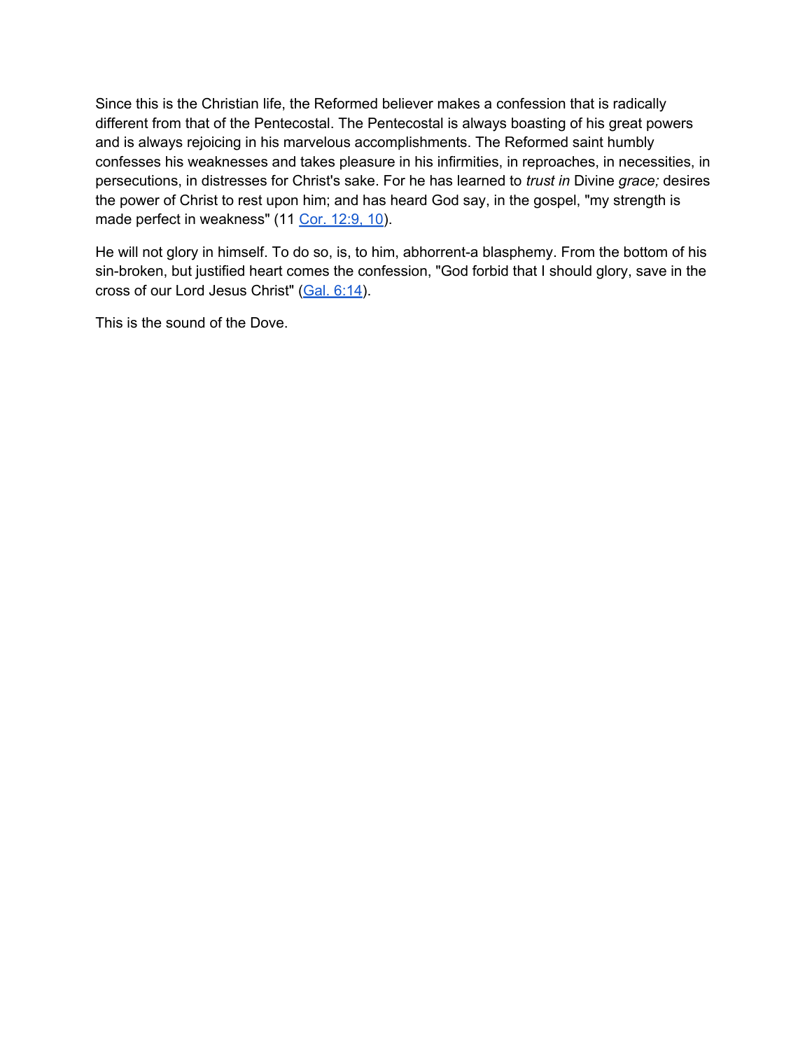Since this is the Christian life, the Reformed believer makes a confession that is radically different from that of the Pentecostal. The Pentecostal is always boasting of his great powers and is always rejoicing in his marvelous accomplishments. The Reformed saint humbly confesses his weaknesses and takes pleasure in his infirmities, in reproaches, in necessities, in persecutions, in distresses for Christ's sake. For he has learned to *trust in* Divine *grace;* desires the power of Christ to rest upon him; and has heard God say, in the gospel, "my strength is made perfect in weakness" (11 Cor. 12:9, 10).

He will not glory in himself. To do so, is, to him, abhorrent-a blasphemy. From the bottom of his sin-broken, but justified heart comes the confession, "God forbid that I should glory, save in the cross of our Lord Jesus Christ" (Gal. 6:14).

This is the sound of the Dove.